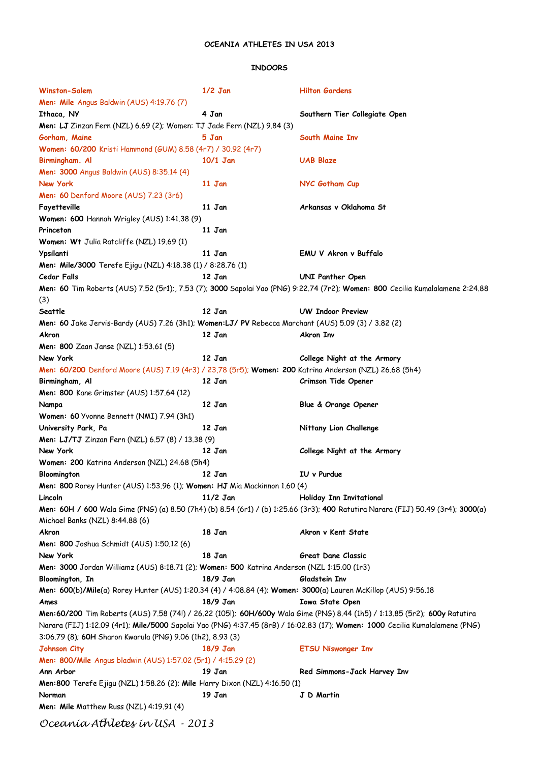# OCEANIA ATHLETES IN USA 2013

## INDOORS

**Winston-Salem** | **1/2 Jan** | **Hilton Gardens**
**Men: Mile** Angus Baldwin (AUS) 4:19.76 (7)

**Ithaca, NY** | **4 Jan** | **Southern Tier Collegiate Open**
**Men: LJ** Zinzan Fern (NZL) 6.69 (2); Women: **TJ** Jade Fern (NZL) 9.84 (3)

**Gorham, Maine** | **5 Jan** | **South Maine Inv**
**Women: 60/200** Kristi Hammond (GUM) 8.58 (4r7) / 30.92 (4r7)

**Birmingham. Al** | **10/1 Jan** | **UAB Blaze**
**Men: 3000** Angus Baldwin (AUS) 8:35.14 (4)

**New York** | **11 Jan** | **NYC Gotham Cup**
**Men: 60** Denford Moore (AUS) 7.23 (3r6)

**Fayetteville** | **11 Jan** | **Arkansas v Oklahoma St**
**Women: 600** Hannah Wrigley (AUS) 1:41.38 (9)

**Princeton** | **11 Jan**
**Women: Wt** Julia Ratcliffe (NZL) 19.69 (1)

**Ypsilanti** | **11 Jan** | **EMU V Akron v Buffalo**
**Men: Mile/3000** Terefe Ejigu (NZL) 4:18.38 (1) / 8:28.76 (1)

**Cedar Falls** | **12 Jan** | **UNI Panther Open**
**Men: 60** Tim Roberts (AUS) 7.52 (5r1);, 7.53 (7); **3000** Sapolai Yao (PNG) 9:22.74 (7r2); **Women: 800** Cecilia Kumalalamene 2:24.88 (3)

**Seattle** | **12 Jan** | **UW Indoor Preview**
**Men: 60** Jake Jervis-Bardy (AUS) 7.26 (3h1); **Women:LJ/ PV** Rebecca Marchant (AUS) 5.09 (3) / 3.82 (2)

**Akron** | **12 Jan** | **Akron Inv**
**Men: 800** Zaan Janse (NZL) 1:53.61 (5)

**New York** | **12 Jan** | **College Night at the Armory**
**Men: 60/200** Denford Moore (AUS) 7.19 (4r3) / 23,78 (5r5); **Women: 200** Katrina Anderson (NZL) 26.68 (5h4)

**Birmingham, Al** | **12 Jan** | **Crimson Tide Opener**
**Men: 800** Kane Grimster (AUS) 1:57.64 (12)

**Nampa** | **12 Jan** | **Blue & Orange Opener**
**Women: 60** Yvonne Bennett (NMI) 7.94 (3h1)

**University Park, Pa** | **12 Jan** | **Nittany Lion Challenge**
**Men: LJ/TJ** Zinzan Fern (NZL) 6.57 (8) / 13.38 (9)

**New York** | **12 Jan** | **College Night at the Armory**
**Women: 200** Katrina Anderson (NZL) 24.68 (5h4)

**Bloomington** | **12 Jan** | **IU v Purdue**
**Men: 800** Rorey Hunter (AUS) 1:53.96 (1); **Women: HJ** Mia Mackinnon 1.60 (4)

**Lincoln** | **11/2 Jan** | **Holiday Inn Invitational**
**Men: 60H / 600** Wala Gime (PNG) (a) 8.50 (7h4) (b) 8.54 (6r1) / (b) 1:25.66 (3r3); **400** Ratutira Narara (FIJ) 50.49 (3r4); **3000**(a) Michael Banks (NZL) 8:44.88 (6)

**Akron** | **18 Jan** | **Akron v Kent State**
**Men: 800** Joshua Schmidt (AUS) 1:50.12 (6)

**New York** | **18 Jan** | **Great Dane Classic**
**Men: 3000** Jordan Williamz (AUS) 8:18.71 (2); **Women: 500** Katrina Anderson (NZL 1:15.00 (1r3)

**Bloomington, In** | **18/9 Jan** | **Gladstein Inv**
**Men: 600**(b)/**Mile**(a) Rorey Hunter (AUS) 1:20.34 (4) / 4:08.84 (4); **Women: 3000**(a) Lauren McKillop (AUS) 9:56.18

**Ames** | **18/9 Jan** | **Iowa State Open**
**Men:60/200** Tim Roberts (AUS) 7.58 (74!) / 26.22 (105!); **60H/600y** Wala Gime (PNG) 8.44 (1h5) / 1:13.85 (5r2); **600y** Ratutira Narara (FIJ) 1:12.09 (4r1); **Mile/5000** Sapolai Yao (PNG) 4:37.45 (8rB) / 16:02.83 (17); **Women: 1000** Cecilia Kumalalamene (PNG) 3:06.79 (8); **60H** Sharon Kwarula (PNG) 9.06 (1h2), 8.93 (3)

**Johnson City** | **18/9 Jan** | **ETSU Niswonger Inv**
**Men: 800/Mile** Angus bladwin (AUS) 1:57.02 (5r1) / 4:15.29 (2)

**Ann Arbor** | **19 Jan** | **Red Simmons-Jack Harvey Inv**
**Men:800** Terefe Ejigu (NZL) 1:58.26 (2); **Mile** Harry Dixon (NZL) 4:16.50 (1)

**Norman** | **19 Jan** | **J D Martin**
**Men: Mile** Matthew Russ (NZL) 4:19.91 (4)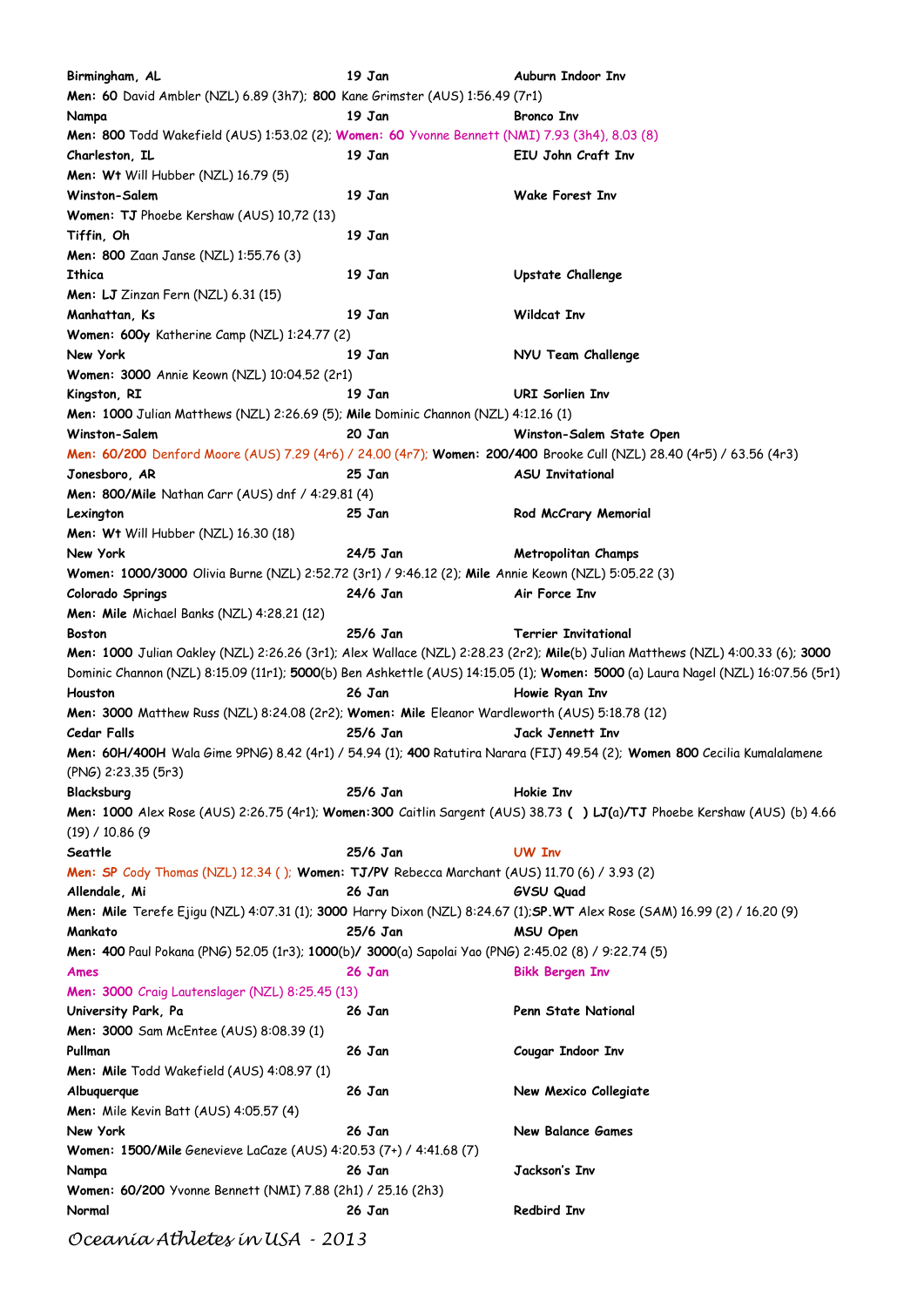**Birmingham, AL** | **19 Jan** | **Auburn Indoor Inv**

**Men: 60** David Ambler (NZL) 6.89 (3h7); **800** Kane Grimster (AUS) 1:56.49 (7r1)

**Nampa** | **19 Jan** | **Bronco Inv**

**Men: 800** Todd Wakefield (AUS) 1:53.02 (2); **Women: 60** Yvonne Bennett (NMI) 7.93 (3h4), 8.03 (8)

**Charleston, IL** | **19 Jan** | **EIU John Craft Inv**

**Men: Wt** Will Hubber (NZL) 16.79 (5)

**Winston-Salem** | **19 Jan** | **Wake Forest Inv**

**Women: TJ** Phoebe Kershaw (AUS) 10,72 (13)

**Tiffin, Oh** | **19 Jan**

**Men: 800** Zaan Janse (NZL) 1:55.76 (3)

**Ithica** | **19 Jan** | **Upstate Challenge**

**Men: LJ** Zinzan Fern (NZL) 6.31 (15)

**Manhattan, Ks** | **19 Jan** | **Wildcat Inv**

**Women: 600y** Katherine Camp (NZL) 1:24.77 (2)

**New York** | **19 Jan** | **NYU Team Challenge**

**Women: 3000** Annie Keown (NZL) 10:04.52 (2r1)

**Kingston, RI** | **19 Jan** | **URI Sorlien Inv**

**Men: 1000** Julian Matthews (NZL) 2:26.69 (5); **Mile** Dominic Channon (NZL) 4:12.16 (1)

**Winston-Salem** | **20 Jan** | **Winston-Salem State Open**

**Men: 60/200** Denford Moore (AUS) 7.29 (4r6) / 24.00 (4r7); **Women: 200/400** Brooke Cull (NZL) 28.40 (4r5) / 63.56 (4r3)

**Jonesboro, AR** | **25 Jan** | **ASU Invitational**

**Men: 800/Mile** Nathan Carr (AUS) dnf / 4:29.81 (4)

**Lexington** | **25 Jan** | **Rod McCrary Memorial**

**Men: Wt** Will Hubber (NZL) 16.30 (18)

**New York** | **24/5 Jan** | **Metropolitan Champs**

**Women: 1000/3000** Olivia Burne (NZL) 2:52.72 (3r1) / 9:46.12 (2); **Mile** Annie Keown (NZL) 5:05.22 (3)

**Colorado Springs** | **24/6 Jan** | **Air Force Inv**

**Men: Mile** Michael Banks (NZL) 4:28.21 (12)

**Boston** | **25/6 Jan** | **Terrier Invitational**

**Men: 1000** Julian Oakley (NZL) 2:26.26 (3r1); Alex Wallace (NZL) 2:28.23 (2r2); **Mile**(b) Julian Matthews (NZL) 4:00.33 (6); **3000** Dominic Channon (NZL) 8:15.09 (11r1); **5000**(b) Ben Ashkettle (AUS) 14:15.05 (1); **Women: 5000** (a) Laura Nagel (NZL) 16:07.56 (5r1)

**Houston** | **26 Jan** | **Howie Ryan Inv**

**Men: 3000** Matthew Russ (NZL) 8:24.08 (2r2); **Women: Mile** Eleanor Wardleworth (AUS) 5:18.78 (12)

**Cedar Falls** | **25/6 Jan** | **Jack Jennett Inv**

**Men: 60H/400H** Wala Gime 9PNG) 8.42 (4r1) / 54.94 (1); **400** Ratutira Narara (FIJ) 49.54 (2); **Women 800** Cecilia Kumalalamene (PNG) 2:23.35 (5r3)

**Blacksburg** | **25/6 Jan** | **Hokie Inv**

**Men: 1000** Alex Rose (AUS) 2:26.75 (4r1); **Women:300** Caitlin Sargent (AUS) 38.73 **( ) LJ**(a)**/TJ** Phoebe Kershaw (AUS) (b) 4.66 (19) / 10.86 (9

**Seattle** | **25/6 Jan** | **UW Inv**

**Men: SP** Cody Thomas (NZL) 12.34 ( ); **Women: TJ/PV** Rebecca Marchant (AUS) 11.70 (6) / 3.93 (2)

**Allendale, Mi** | **26 Jan** | **GVSU Quad**

**Men: Mile** Terefe Ejigu (NZL) 4:07.31 (1); **3000** Harry Dixon (NZL) 8:24.67 (1);**SP.WT** Alex Rose (SAM) 16.99 (2) / 16.20 (9)

**Mankato** | **25/6 Jan** | **MSU Open**

**Men: 400** Paul Pokana (PNG) 52.05 (1r3); **1000**(b)**/ 3000**(a) Sapolai Yao (PNG) 2:45.02 (8) / 9:22.74 (5)

**Ames** | **26 Jan** | **Bikk Bergen Inv**

**Men: 3000** Craig Lautenslager (NZL) 8:25.45 (13)

**University Park, Pa** | **26 Jan** | **Penn State National**

**Men: 3000** Sam McEntee (AUS) 8:08.39 (1)

**Pullman** | **26 Jan** | **Cougar Indoor Inv**

**Men: Mile** Todd Wakefield (AUS) 4:08.97 (1)

**Albuquerque** | **26 Jan** | **New Mexico Collegiate**

**Men:** Mile Kevin Batt (AUS) 4:05.57 (4)

**New York** | **26 Jan** | **New Balance Games**

**Women: 1500/Mile** Genevieve LaCaze (AUS) 4:20.53 (7+) / 4:41.68 (7)

**Nampa** | **26 Jan** | **Jackson's Inv**

**Women: 60/200** Yvonne Bennett (NMI) 7.88 (2h1) / 25.16 (2h3)

**Normal** | **26 Jan** | **Redbird Inv**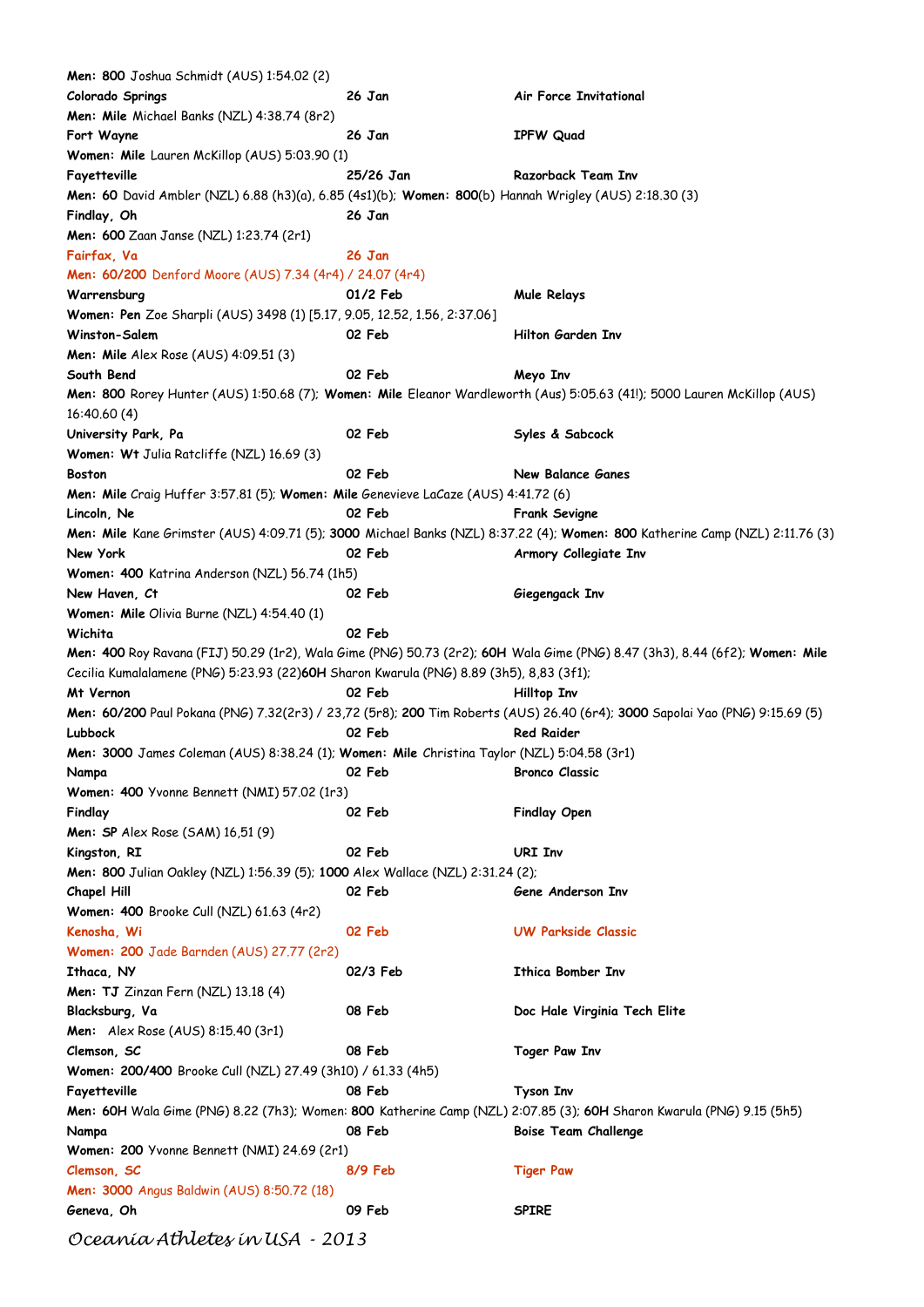**Men: 800** Joshua Schmidt (AUS) 1:54.02 (2)

| | | |
|---|---|---|
| **Colorado Springs** | **26 Jan** | **Air Force Invitational** |

**Men: Mile** Michael Banks (NZL) 4:38.74 (8r2)

| | | |
|---|---|---|
| **Fort Wayne** | **26 Jan** | **IPFW Quad** |

**Women: Mile** Lauren McKillop (AUS) 5:03.90 (1)

| | | |
|---|---|---|
| **Fayetteville** | **25/26 Jan** | **Razorback Team Inv** |

**Men: 60** David Ambler (NZL) 6.88 (h3)(a), 6.85 (4s1)(b); **Women: 800**(b) Hannah Wrigley (AUS) 2:18.30 (3)

| | | |
|---|---|---|
| **Findlay, Oh** | **26 Jan** | |

**Men: 600** Zaan Janse (NZL) 1:23.74 (2r1)

| | | |
|---|---|---|
| **Fairfax, Va** | **26 Jan** | |

**Men: 60/200** Denford Moore (AUS) 7.34 (4r4) / 24.07 (4r4)

| | | |
|---|---|---|
| **Warrensburg** | **01/2 Feb** | **Mule Relays** |

**Women: Pen** Zoe Sharpli (AUS) 3498 (1) [5.17, 9.05, 12.52, 1.56, 2:37.06]

| | | |
|---|---|---|
| **Winston-Salem** | **02 Feb** | **Hilton Garden Inv** |

**Men: Mile** Alex Rose (AUS) 4:09.51 (3)

| | | |
|---|---|---|
| **South Bend** | **02 Feb** | **Meyo Inv** |

**Men: 800** Rorey Hunter (AUS) 1:50.68 (7); **Women: Mile** Eleanor Wardleworth (Aus) 5:05.63 (41!); 5000 Lauren McKillop (AUS) 16:40.60 (4)

| | | |
|---|---|---|
| **University Park, Pa** | **02 Feb** | **Syles & Sabcock** |

**Women: Wt** Julia Ratcliffe (NZL) 16.69 (3)

| | | |
|---|---|---|
| **Boston** | **02 Feb** | **New Balance Ganes** |

**Men: Mile** Craig Huffer 3:57.81 (5); **Women: Mile** Genevieve LaCaze (AUS) 4:41.72 (6)

| | | |
|---|---|---|
| **Lincoln, Ne** | **02 Feb** | **Frank Sevigne** |

**Men: Mile** Kane Grimster (AUS) 4:09.71 (5); **3000** Michael Banks (NZL) 8:37.22 (4); **Women: 800** Katherine Camp (NZL) 2:11.76 (3)

| | | |
|---|---|---|
| **New York** | **02 Feb** | **Armory Collegiate Inv** |

**Women: 400** Katrina Anderson (NZL) 56.74 (1h5)

| | | |
|---|---|---|
| **New Haven, Ct** | **02 Feb** | **Giegengack Inv** |

**Women: Mile** Olivia Burne (NZL) 4:54.40 (1)

| | | |
|---|---|---|
| **Wichita** | **02 Feb** | |

**Men: 400** Roy Ravana (FIJ) 50.29 (1r2), Wala Gime (PNG) 50.73 (2r2); **60H** Wala Gime (PNG) 8.47 (3h3), 8.44 (6f2); **Women: Mile** Cecilia Kumalalamene (PNG) 5:23.93 (22)**60H** Sharon Kwarula (PNG) 8.89 (3h5), 8,83 (3f1);

| | | |
|---|---|---|
| **Mt Vernon** | **02 Feb** | **Hilltop Inv** |

**Men: 60/200** Paul Pokana (PNG) 7.32(2r3) / 23,72 (5r8); **200** Tim Roberts (AUS) 26.40 (6r4); **3000** Sapolai Yao (PNG) 9:15.69 (5)

| | | |
|---|---|---|
| **Lubbock** | **02 Feb** | **Red Raider** |

**Men: 3000** James Coleman (AUS) 8:38.24 (1); **Women: Mile** Christina Taylor (NZL) 5:04.58 (3r1)

| | | |
|---|---|---|
| **Nampa** | **02 Feb** | **Bronco Classic** |

**Women: 400** Yvonne Bennett (NMI) 57.02 (1r3)

| | | |
|---|---|---|
| **Findlay** | **02 Feb** | **Findlay Open** |

**Men: SP** Alex Rose (SAM) 16,51 (9)

| | | |
|---|---|---|
| **Kingston, RI** | **02 Feb** | **URI Inv** |

**Men: 800** Julian Oakley (NZL) 1:56.39 (5); **1000** Alex Wallace (NZL) 2:31.24 (2);

| | | |
|---|---|---|
| **Chapel Hill** | **02 Feb** | **Gene Anderson Inv** |

**Women: 400** Brooke Cull (NZL) 61.63 (4r2)

| | | |
|---|---|---|
| **Kenosha, Wi** | **02 Feb** | **UW Parkside Classic** |

**Women: 200** Jade Barnden (AUS) 27.77 (2r2)

| | | |
|---|---|---|
| **Ithaca, NY** | **02/3 Feb** | **Ithica Bomber Inv** |

**Men: TJ** Zinzan Fern (NZL) 13.18 (4)

| | | |
|---|---|---|
| **Blacksburg, Va** | **08 Feb** | **Doc Hale Virginia Tech Elite** |

**Men:** Alex Rose (AUS) 8:15.40 (3r1)

| | | |
|---|---|---|
| **Clemson, SC** | **08 Feb** | **Toger Paw Inv** |

**Women: 200/400** Brooke Cull (NZL) 27.49 (3h10) / 61.33 (4h5)

| | | |
|---|---|---|
| **Fayetteville** | **08 Feb** | **Tyson Inv** |

**Men: 60H** Wala Gime (PNG) 8.22 (7h3); Women: **800** Katherine Camp (NZL) 2:07.85 (3); **60H** Sharon Kwarula (PNG) 9.15 (5h5)

| | | |
|---|---|---|
| **Nampa** | **08 Feb** | **Boise Team Challenge** |

**Women: 200** Yvonne Bennett (NMI) 24.69 (2r1)

| | | |
|---|---|---|
| **Clemson, SC** | **8/9 Feb** | **Tiger Paw** |

**Men: 3000** Angus Baldwin (AUS) 8:50.72 (18)

| | | |
|---|---|---|
| **Geneva, Oh** | **09 Feb** | **SPIRE** |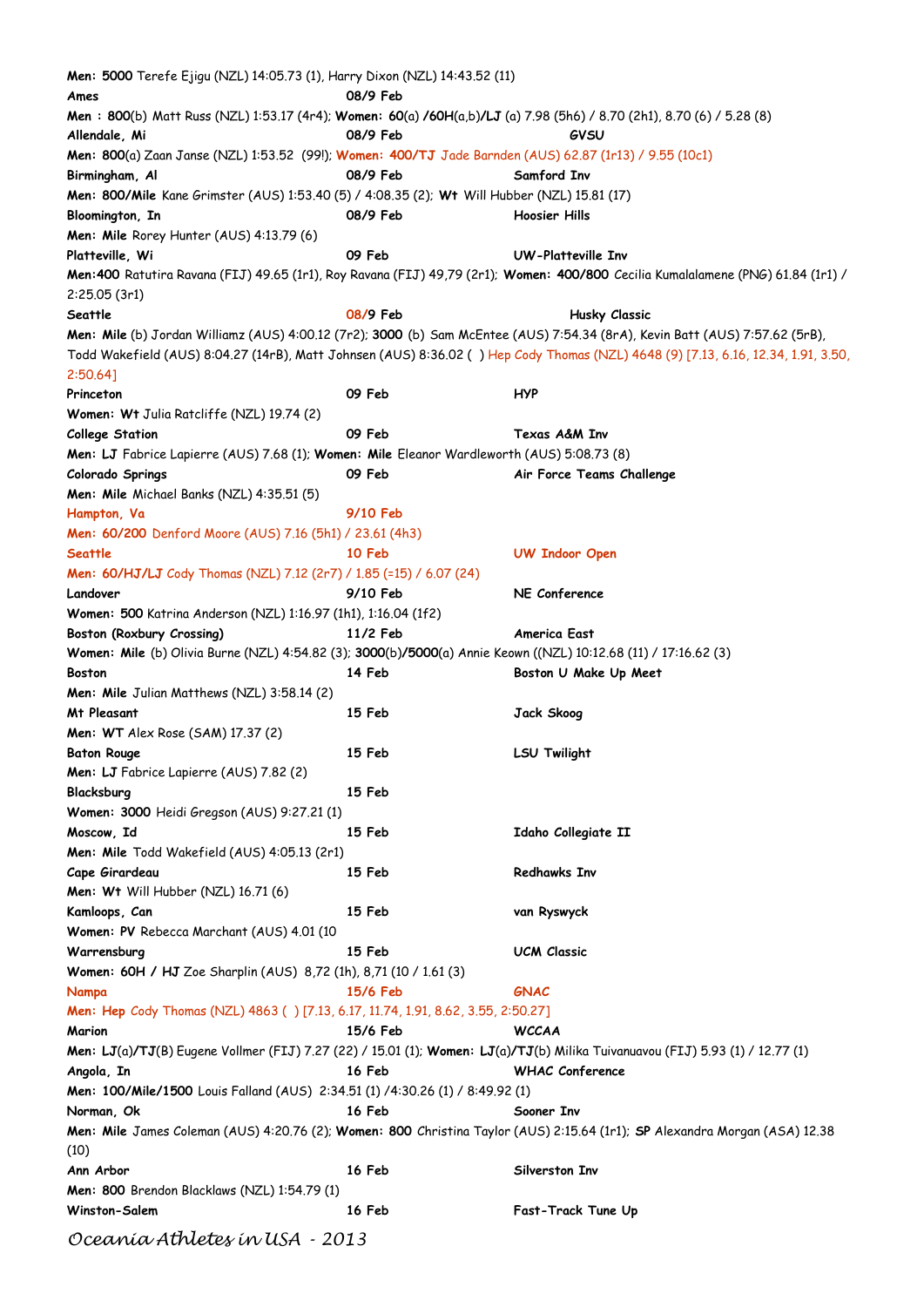**Men: 5000** Terefe Ejigu (NZL) 14:05.73 (1), Harry Dixon (NZL) 14:43.52 (11)

**Ames** 08/9 Feb

**Men : 800**(b) Matt Russ (NZL) 1:53.17 (4r4); **Women: 60**(a) **/60H**(a,b)**/LJ** (a) 7.98 (5h6) / 8.70 (2h1), 8.70 (6) / 5.28 (8)

**Allendale, Mi** 08/9 Feb **GVSU**

**Men: 800**(a) Zaan Janse (NZL) 1:53.52 (99!); **Women: 400/TJ** Jade Barnden (AUS) 62.87 (1r13) / 9.55 (10c1)

**Birmingham, Al** 08/9 Feb **Samford Inv**

**Men: 800/Mile** Kane Grimster (AUS) 1:53.40 (5) / 4:08.35 (2); **Wt** Will Hubber (NZL) 15.81 (17)

**Bloomington, In** 08/9 Feb **Hoosier Hills**

**Men: Mile** Rorey Hunter (AUS) 4:13.79 (6)

**Platteville, Wi** 09 Feb **UW-Platteville Inv**

**Men:400** Ratutira Ravana (FIJ) 49.65 (1r1), Roy Ravana (FIJ) 49,79 (2r1); **Women: 400/800** Cecilia Kumalalamene (PNG) 61.84 (1r1) / 2:25.05 (3r1)

**Seattle** 08/9 Feb **Husky Classic**

**Men: Mile** (b) Jordan Williamz (AUS) 4:00.12 (7r2); **3000** (b) Sam McEntee (AUS) 7:54.34 (8rA), Kevin Batt (AUS) 7:57.62 (5rB), Todd Wakefield (AUS) 8:04.27 (14rB), Matt Johnsen (AUS) 8:36.02 ( ) Hep Cody Thomas (NZL) 4648 (9) [7.13, 6.16, 12.34, 1.91, 3.50, 2:50.64]

**Princeton** 09 Feb **HYP**

**Women: Wt** Julia Ratcliffe (NZL) 19.74 (2)

**College Station** 09 Feb **Texas A&M Inv**

**Men: LJ** Fabrice Lapierre (AUS) 7.68 (1); **Women: Mile** Eleanor Wardleworth (AUS) 5:08.73 (8)

**Colorado Springs** 09 Feb **Air Force Teams Challenge**

**Men: Mile** Michael Banks (NZL) 4:35.51 (5)

**Hampton, Va** 9/10 Feb

**Men: 60/200** Denford Moore (AUS) 7.16 (5h1) / 23.61 (4h3)

**Seattle** 10 Feb **UW Indoor Open**

**Men: 60/HJ/LJ** Cody Thomas (NZL) 7.12 (2r7) / 1.85 (=15) / 6.07 (24)

**Landover** 9/10 Feb **NE Conference**

**Women: 500** Katrina Anderson (NZL) 1:16.97 (1h1), 1:16.04 (1f2)

**Boston (Roxbury Crossing)** 11/2 Feb **America East**

**Women: Mile** (b) Olivia Burne (NZL) 4:54.82 (3); **3000**(b)**/5000**(a) Annie Keown ((NZL) 10:12.68 (11) / 17:16.62 (3)

**Boston** 14 Feb **Boston U Make Up Meet**

**Men: Mile** Julian Matthews (NZL) 3:58.14 (2)

**Mt Pleasant** 15 Feb **Jack Skoog**

**Men: WT** Alex Rose (SAM) 17.37 (2)

**Baton Rouge** 15 Feb **LSU Twilight**

**Men: LJ** Fabrice Lapierre (AUS) 7.82 (2)

**Blacksburg** 15 Feb

**Women: 3000** Heidi Gregson (AUS) 9:27.21 (1)

**Moscow, Id** 15 Feb **Idaho Collegiate II**

**Men: Mile** Todd Wakefield (AUS) 4:05.13 (2r1)

**Cape Girardeau** 15 Feb **Redhawks Inv**

**Men: Wt** Will Hubber (NZL) 16.71 (6)

**Kamloops, Can** 15 Feb **van Ryswyck**

**Women: PV** Rebecca Marchant (AUS) 4.01 (10

**Warrensburg** 15 Feb **UCM Classic**

**Women: 60H / HJ** Zoe Sharplin (AUS) 8,72 (1h), 8,71 (10 / 1.61 (3)

**Nampa** 15/6 Feb **GNAC**

**Men: Hep** Cody Thomas (NZL) 4863 ( ) [7.13, 6.17, 11.74, 1.91, 8.62, 3.55, 2:50.27]

**Marion** 15/6 Feb **WCCAA**

**Men: LJ**(a)**/TJ**(B) Eugene Vollmer (FIJ) 7.27 (22) / 15.01 (1); **Women: LJ**(a)**/TJ**(b) Milika Tuivanuavou (FIJ) 5.93 (1) / 12.77 (1)

**Angola, In** 16 Feb **WHAC Conference**

**Men: 100/Mile/1500** Louis Falland (AUS) 2:34.51 (1) /4:30.26 (1) / 8:49.92 (1)

**Norman, Ok** 16 Feb **Sooner Inv**

**Men: Mile** James Coleman (AUS) 4:20.76 (2); **Women: 800** Christina Taylor (AUS) 2:15.64 (1r1); **SP** Alexandra Morgan (ASA) 12.38 (10)

**Ann Arbor** 16 Feb **Silverston Inv**

**Men: 800** Brendon Blacklaws (NZL) 1:54.79 (1)

**Winston-Salem** 16 Feb **Fast-Track Tune Up**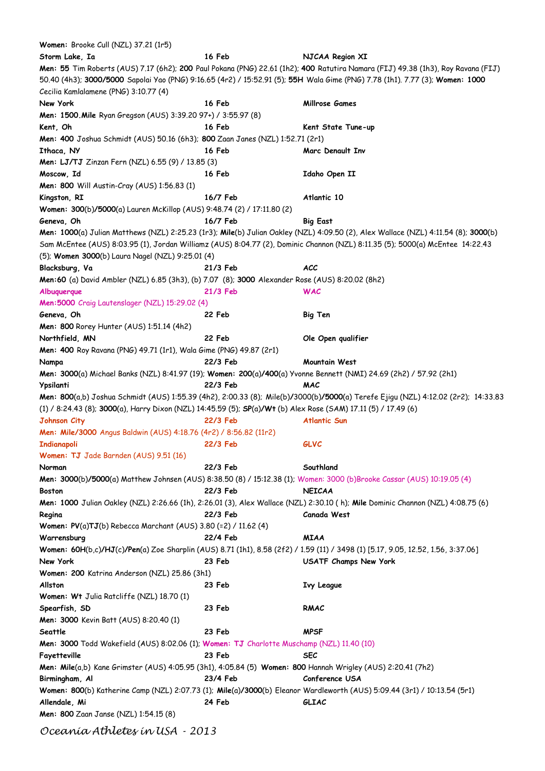**Women:** Brooke Cull (NZL) 37.21 (1r5)

**Storm Lake, Ia** 16 Feb **NJCAA Region XI**

**Men: 55** Tim Roberts (AUS) 7.17 (6h2); **200** Paul Pokana (PNG) 22.61 (1h2); **400** Ratutira Namara (FIJ) 49.38 (1h3), Roy Ravana (FIJ) 50.40 (4h3); **3000/5000** Sapolai Yao (PNG) 9:16.65 (4r2) / 15:52.91 (5); **55H** Wala Gime (PNG) 7.78 (1h1). 7.77 (3); **Women: 1000** Cecilia Kamlalamene (PNG) 3:10.77 (4)

**New York** 16 Feb **Millrose Games**

**Men: 1500.Mile** Ryan Gregson (AUS) 3:39.20 97+) / 3:55.97 (8)

**Kent, Oh** 16 Feb **Kent State Tune-up**

**Men: 400** Joshua Schmidt (AUS) 50.16 (6h3); **800** Zaan Janes (NZL) 1:52.71 (2r1)

**Ithaca, NY** 16 Feb **Marc Denault Inv**

**Men: LJ/TJ** Zinzan Fern (NZL) 6.55 (9) / 13.85 (3)

**Moscow, Id** 16 Feb **Idaho Open II**

**Men: 800** Will Austin-Cray (AUS) 1:56.83 (1)

**Kingston, RI** 16/7 Feb **Atlantic 10**

**Women: 300**(b)**/5000**(a) Lauren McKillop (AUS) 9:48.74 (2) / 17:11.80 (2)

**Geneva, Oh** 16/7 Feb **Big East**

**Men: 1000**(a) Julian Matthews (NZL) 2:25.23 (1r3); **Mile**(b) Julian Oakley (NZL) 4:09.50 (2), Alex Wallace (NZL) 4:11.54 (8); **3000**(b) Sam McEntee (AUS) 8:03.95 (1), Jordan Williamz (AUS) 8:04.77 (2), Dominic Channon (NZL) 8:11.35 (5); 5000(a) McEntee 14:22.43 (5); **Women 3000**(b) Laura Nagel (NZL) 9:25.01 (4)

**Blacksburg, Va** 21/3 Feb **ACC**

**Men:60** (a) David Ambler (NZL) 6.85 (3h3), (b) 7.07 (8); **3000** Alexander Rose (AUS) 8:20.02 (8h2)

**Albuquerque** 21/3 Feb **WAC**

**Men:5000** Craig Lautenslager (NZL) 15:29.02 (4)

**Geneva, Oh** 22 Feb **Big Ten**

**Men: 800** Rorey Hunter (AUS) 1:51.14 (4h2)

**Northfield, MN** 22 Feb **Ole Open qualifier**

**Men: 400** Roy Ravana (PNG) 49.71 (1r1), Wala Gime (PNG) 49.87 (2r1)

**Nampa** 22/3 Feb **Mountain West**

**Men: 3000**(a) Michael Banks (NZL) 8:41.97 (19); **Women: 200**(a)**/400**(a) Yvonne Bennett (NMI) 24.69 (2h2) / 57.92 (2h1)

**Ypsilanti** 22/3 Feb **MAC**

**Men: 800**(a,b) Joshua Schmidt (AUS) 1:55.39 (4h2), 2:00.33 (8); **Mile**(b)**/3000**(b)**/5000**(a) Terefe Ejigu (NZL) 4:12.02 (2r2); 14:33.83 (1) / 8:24.43 (8); **3000**(a), Harry Dixon (NZL) 14:45.59 (5); **SP**(a)**/Wt** (b) Alex Rose (SAM) 17.11 (5) / 17.49 (6)

**Johnson City** 22/3 Feb **Atlantic Sun**

**Men: Mile/3000** Angus Baldwin (AUS) 4:18.76 (4r2) / 8:56.82 (11r2)

**Indianapoli** 22/3 Feb **GLVC**

**Women: TJ** Jade Barnden (AUS) 9.51 (16)

**Norman** 22/3 Feb **Southland**

**Men: 3000**(b)**/5000**(a) Matthew Johnsen (AUS) 8:38.50 (8) / 15:12.38 (1); Women: 3000 (b)Brooke Cassar (AUS) 10:19.05 (4)

**Boston** 22/3 Feb **NEICAA**

**Men: 1000** Julian Oakley (NZL) 2:26.66 (1h), 2:26.01 (3), Alex Wallace (NZL) 2:30.10 ( h); **Mile** Dominic Channon (NZL) 4:08.75 (6)

**Regina** 22/3 Feb **Canada West**

**Women: PV**(a)**TJ**(b) Rebecca Marchant (AUS) 3.80 (=2) / 11.62 (4)

**Warrensburg** 22/4 Feb **MIAA**

**Women: 60H**(b,c)**/HJ**(c)**/Pen**(a) Zoe Sharplin (AUS) 8.71 (1h1), 8.58 (2f2) / 1.59 (11) / 3498 (1) [5.17, 9.05, 12.52, 1.56, 3:37.06]

**New York** 23 Feb **USATF Champs New York**

**Women: 200** Katrina Anderson (NZL) 25.86 (3h1)

**Allston** 23 Feb **Ivy League**

**Women: Wt** Julia Ratcliffe (NZL) 18.70 (1)

**Spearfish, SD** 23 Feb **RMAC**

**Men: 3000** Kevin Batt (AUS) 8:20.40 (1)

**Seattle** 23 Feb **MPSF**

**Men: 3000** Todd Wakefield (AUS) 8:02.06 (1); **Women: TJ** Charlotte Muschamp (NZL) 11.40 (10)

**Fayetteville** 23 Feb **SEC**

**Men: Mile**(a,b) Kane Grimster (AUS) 4:05.95 (3h1), 4:05.84 (5) **Women: 800** Hannah Wrigley (AUS) 2:20.41 (7h2)

**Birmingham, Al** 23/4 Feb **Conference USA**

**Women: 800**(b) Katherine Camp (NZL) 2:07.73 (1); **Mile**(a)**/3000**(b) Eleanor Wardleworth (AUS) 5:09.44 (3r1) / 10:13.54 (5r1)

**Allendale, Mi** 24 Feb **GLIAC**

**Men: 800** Zaan Janse (NZL) 1:54.15 (8)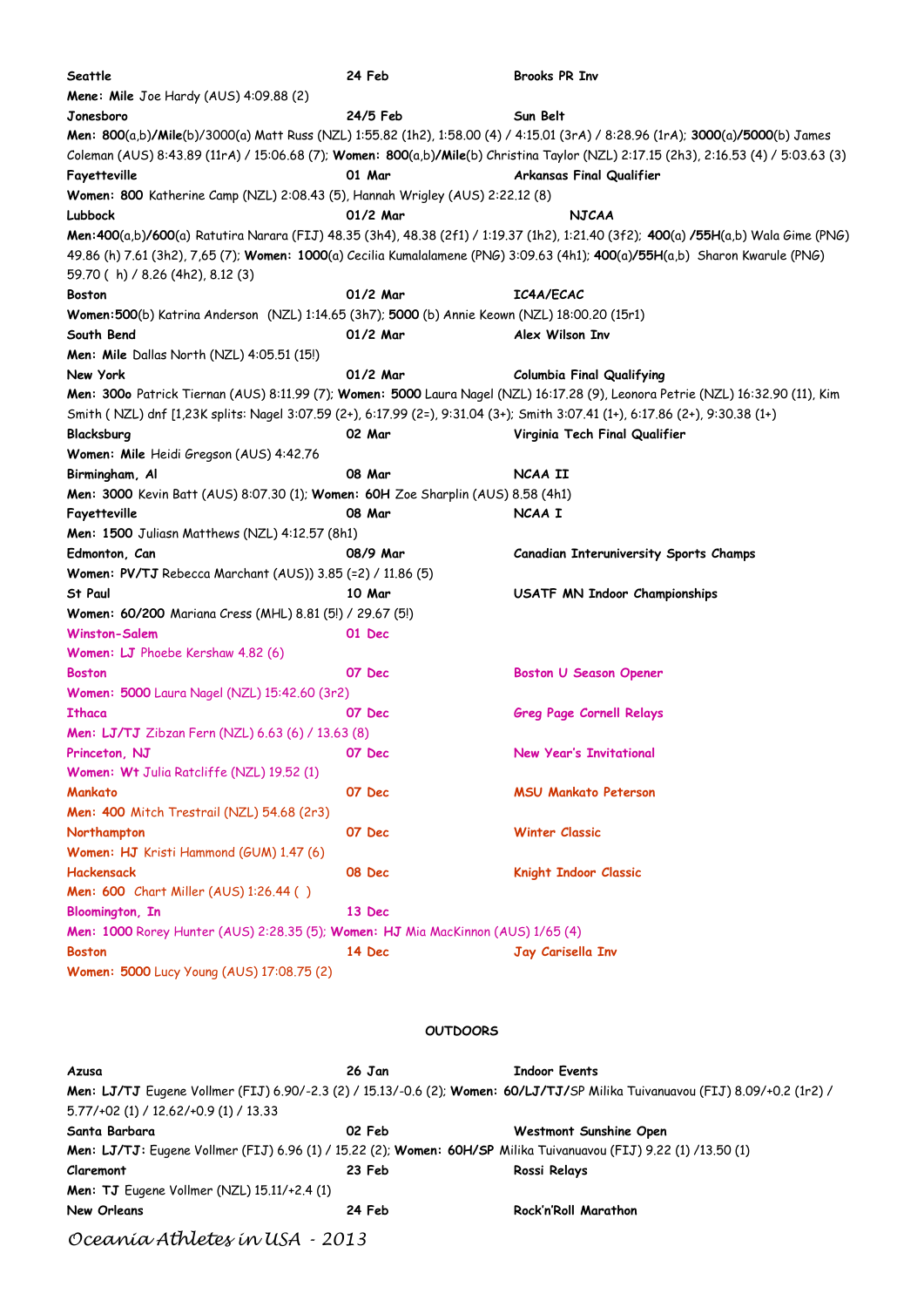**Seattle** | **24 Feb** | **Brooks PR Inv**

**Mene: Mile** Joe Hardy (AUS) 4:09.88 (2)

**Jonesboro** | **24/5 Feb** | **Sun Belt**

**Men: 800**(a,b)**/Mile**(b)/3000(a) Matt Russ (NZL) 1:55.82 (1h2), 1:58.00 (4) / 4:15.01 (3rA) / 8:28.96 (1rA); **3000**(a)**/5000**(b) James Coleman (AUS) 8:43.89 (11rA) / 15:06.68 (7); **Women: 800**(a,b)**/Mile**(b) Christina Taylor (NZL) 2:17.15 (2h3), 2:16.53 (4) / 5:03.63 (3)

**Fayetteville** | **01 Mar** | **Arkansas Final Qualifier**

**Women: 800** Katherine Camp (NZL) 2:08.43 (5), Hannah Wrigley (AUS) 2:22.12 (8)

**Lubbock** | **01/2 Mar** | **NJCAA**

**Men:400**(a,b)**/600**(a) Ratutira Narara (FIJ) 48.35 (3h4), 48.38 (2f1) / 1:19.37 (1h2), 1:21.40 (3f2); **400**(a) **/55H**(a,b) Wala Gime (PNG) 49.86 (h) 7.61 (3h2), 7,65 (7); **Women: 1000**(a) Cecilia Kumalalamene (PNG) 3:09.63 (4h1); **400**(a)**/55H**(a,b) Sharon Kwarule (PNG) 59.70 ( h) / 8.26 (4h2), 8.12 (3)

**Boston** | **01/2 Mar** | **IC4A/ECAC**

**Women:500**(b) Katrina Anderson (NZL) 1:14.65 (3h7); **5000** (b) Annie Keown (NZL) 18:00.20 (15r1)

**South Bend** | **01/2 Mar** | **Alex Wilson Inv**

**Men: Mile** Dallas North (NZL) 4:05.51 (15!)

**New York** | **01/2 Mar** | **Columbia Final Qualifying**

**Men: 300o** Patrick Tiernan (AUS) 8:11.99 (7); **Women: 5000** Laura Nagel (NZL) 16:17.28 (9), Leonora Petrie (NZL) 16:32.90 (11), Kim Smith ( NZL) dnf [1,23K splits: Nagel 3:07.59 (2+), 6:17.99 (2=), 9:31.04 (3+); Smith 3:07.41 (1+), 6:17.86 (2+), 9:30.38 (1+)

**Blacksburg** | **02 Mar** | **Virginia Tech Final Qualifier**

**Women: Mile** Heidi Gregson (AUS) 4:42.76

**Birmingham, Al** | **08 Mar** | **NCAA II**

**Men: 3000** Kevin Batt (AUS) 8:07.30 (1); **Women: 60H** Zoe Sharplin (AUS) 8.58 (4h1)

**Fayetteville** | **08 Mar** | **NCAA I**

**Men: 1500** Juliasn Matthews (NZL) 4:12.57 (8h1)

**Edmonton, Can** | **08/9 Mar** | **Canadian Interuniversity Sports Champs**

**Women: PV/TJ** Rebecca Marchant (AUS)) 3.85 (=2) / 11.86 (5)

**St Paul** | **10 Mar** | **USATF MN Indoor Championships**

**Women: 60/200** Mariana Cress (MHL) 8.81 (5!) / 29.67 (5!)

**Winston-Salem** | **01 Dec**

**Women: LJ** Phoebe Kershaw 4.82 (6)

**Boston** | **07 Dec** | **Boston U Season Opener**

**Women: 5000** Laura Nagel (NZL) 15:42.60 (3r2)

**Ithaca** | **07 Dec** | **Greg Page Cornell Relays**

**Men: LJ/TJ** Zibzan Fern (NZL) 6.63 (6) / 13.63 (8)

**Princeton, NJ** | **07 Dec** | **New Year's Invitational**

**Women: Wt** Julia Ratcliffe (NZL) 19.52 (1)

**Mankato** | **07 Dec** | **MSU Mankato Peterson**

**Men: 400** Mitch Trestrail (NZL) 54.68 (2r3)

**Northampton** | **07 Dec** | **Winter Classic**

**Women: HJ** Kristi Hammond (GUM) 1.47 (6)

**Hackensack** | **08 Dec** | **Knight Indoor Classic**

**Men: 600** Chart Miller (AUS) 1:26.44 ( )

**Bloomington, In** | **13 Dec**

**Men: 1000** Rorey Hunter (AUS) 2:28.35 (5); **Women: HJ** Mia MacKinnon (AUS) 1/65 (4)

**Boston** | **14 Dec** | **Jay Carisella Inv**

**Women: 5000** Lucy Young (AUS) 17:08.75 (2)

## OUTDOORS

**Azusa** | **26 Jan** | **Indoor Events**

**Men: LJ/TJ** Eugene Vollmer (FIJ) 6.90/-2.3 (2) / 15.13/-0.6 (2); **Women: 60/LJ/TJ/**SP Milika Tuivanuavou (FIJ) 8.09/+0.2 (1r2) / 5.77/+02 (1) / 12.62/+0.9 (1) / 13.33

**Santa Barbara** | **02 Feb** | **Westmont Sunshine Open**

**Men: LJ/TJ:** Eugene Vollmer (FIJ) 6.96 (1) / 15.22 (2); **Women: 60H/SP** Milika Tuivanuavou (FIJ) 9.22 (1) /13.50 (1)

**Claremont** | **23 Feb** | **Rossi Relays**

**Men: TJ** Eugene Vollmer (NZL) 15.11/+2.4 (1)

**New Orleans** | **24 Feb** | **Rock'n'Roll Marathon**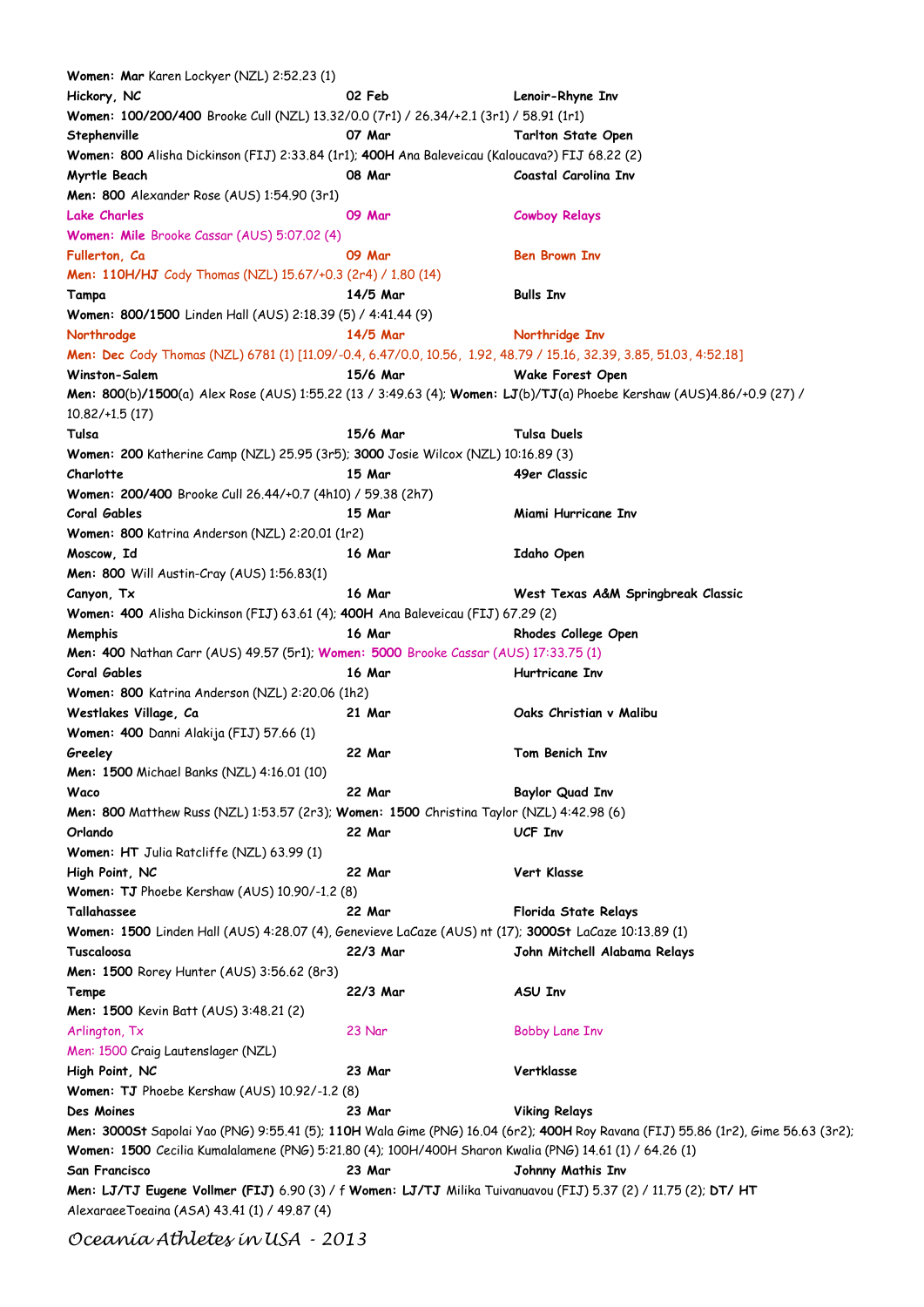**Women: Mar** Karen Lockyer (NZL) 2:52.23 (1)

**Hickory, NC** **02 Feb** **Lenoir-Rhyne Inv**

**Women: 100/200/400** Brooke Cull (NZL) 13.32/0.0 (7r1) / 26.34/+2.1 (3r1) / 58.91 (1r1)

**Stephenville** **07 Mar** **Tarlton State Open**

**Women: 800** Alisha Dickinson (FIJ) 2:33.84 (1r1); **400H** Ana Baleveicau (Kaloucava?) FIJ 68.22 (2)

**Myrtle Beach** **08 Mar** **Coastal Carolina Inv**

**Men: 800** Alexander Rose (AUS) 1:54.90 (3r1)

**Lake Charles** **09 Mar** **Cowboy Relays**

**Women: Mile** Brooke Cassar (AUS) 5:07.02 (4)

**Fullerton, Ca** **09 Mar** **Ben Brown Inv**

**Men: 110H/HJ** Cody Thomas (NZL) 15.67/+0.3 (2r4) / 1.80 (14)

**Tampa** **14/5 Mar** **Bulls Inv**

**Women: 800/1500** Linden Hall (AUS) 2:18.39 (5) / 4:41.44 (9)

**Northrodge** **14/5 Mar** **Northridge Inv**

**Men: Dec** Cody Thomas (NZL) 6781 (1) [11.09/-0.4, 6.47/0.0, 10.56, 1.92, 48.79 / 15.16, 32.39, 3.85, 51.03, 4:52.18]

**Winston-Salem** **15/6 Mar** **Wake Forest Open**

**Men: 800**(b)**/1500**(a) Alex Rose (AUS) 1:55.22 (13 / 3:49.63 (4); **Women: LJ**(b)/**TJ**(a) Phoebe Kershaw (AUS)4.86/+0.9 (27) / 10.82/+1.5 (17)

**Tulsa** **15/6 Mar** **Tulsa Duels**

**Women: 200** Katherine Camp (NZL) 25.95 (3r5); **3000** Josie Wilcox (NZL) 10:16.89 (3)

**Charlotte** **15 Mar** **49er Classic**

**Women: 200/400** Brooke Cull 26.44/+0.7 (4h10) / 59.38 (2h7)

**Coral Gables** **15 Mar** **Miami Hurricane Inv**

**Women: 800** Katrina Anderson (NZL) 2:20.01 (1r2)

**Moscow, Id** **16 Mar** **Idaho Open**

**Men: 800** Will Austin-Cray (AUS) 1:56.83(1)

**Canyon, Tx** **16 Mar** **West Texas A&M Springbreak Classic**

**Women: 400** Alisha Dickinson (FIJ) 63.61 (4); **400H** Ana Baleveicau (FIJ) 67.29 (2)

**Memphis** **16 Mar** **Rhodes College Open**

**Men: 400** Nathan Carr (AUS) 49.57 (5r1); **Women: 5000** Brooke Cassar (AUS) 17:33.75 (1)

**Coral Gables** **16 Mar** **Hurtricane Inv**

**Women: 800** Katrina Anderson (NZL) 2:20.06 (1h2)

**Westlakes Village, Ca** **21 Mar** **Oaks Christian v Malibu**

**Women: 400** Danni Alakija (FIJ) 57.66 (1)

**Greeley** **22 Mar** **Tom Benich Inv**

**Men: 1500** Michael Banks (NZL) 4:16.01 (10)

**Waco** **22 Mar** **Baylor Quad Inv**

**Men: 800** Matthew Russ (NZL) 1:53.57 (2r3); **Women: 1500** Christina Taylor (NZL) 4:42.98 (6)

**Orlando** **22 Mar** **UCF Inv**

**Women: HT** Julia Ratcliffe (NZL) 63.99 (1)

**High Point, NC** **22 Mar** **Vert Klasse**

**Women: TJ** Phoebe Kershaw (AUS) 10.90/-1.2 (8)

**Tallahassee** **22 Mar** **Florida State Relays**

**Women: 1500** Linden Hall (AUS) 4:28.07 (4), Genevieve LaCaze (AUS) nt (17); **3000St** LaCaze 10:13.89 (1)

**Tuscaloosa** **22/3 Mar** **John Mitchell Alabama Relays**

**Men: 1500** Rorey Hunter (AUS) 3:56.62 (8r3)

**Tempe** **22/3 Mar** **ASU Inv**

**Men: 1500** Kevin Batt (AUS) 3:48.21 (2)

Arlington, Tx 23 Nar Bobby Lane Inv

Men: 1500 Craig Lautenslager (NZL)

**High Point, NC** **23 Mar** **Vertklasse**

**Women: TJ** Phoebe Kershaw (AUS) 10.92/-1.2 (8)

**Des Moines** **23 Mar** **Viking Relays**

**Men: 3000St** Sapolai Yao (PNG) 9:55.41 (5); **110H** Wala Gime (PNG) 16.04 (6r2); **400H** Roy Ravana (FIJ) 55.86 (1r2), Gime 56.63 (3r2);
**Women: 1500** Cecilia Kumalalamene (PNG) 5:21.80 (4); 100H/400H Sharon Kwalia (PNG) 14.61 (1) / 64.26 (1)

**San Francisco** **23 Mar** **Johnny Mathis Inv**

**Men: LJ/TJ Eugene Vollmer (FIJ)** 6.90 (3) / f **Women: LJ/TJ** Milika Tuivanuavou (FIJ) 5.37 (2) / 11.75 (2); **DT/ HT** AlexaraeeToeaina (ASA) 43.41 (1) / 49.87 (4)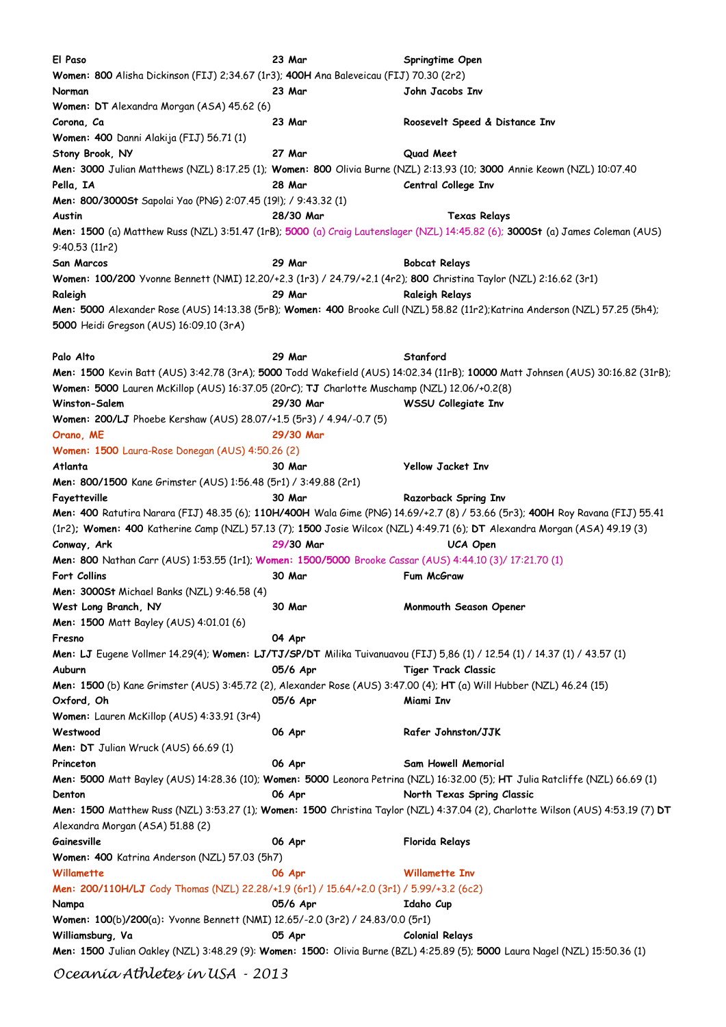**El Paso** 23 Mar **Springtime Open**

**Women: 800** Alisha Dickinson (FIJ) 2;34.67 (1r3); **400H** Ana Baleveicau (FIJ) 70.30 (2r2)

**Norman** 23 Mar **John Jacobs Inv**

**Women: DT** Alexandra Morgan (ASA) 45.62 (6)

**Corona, Ca** 23 Mar **Roosevelt Speed & Distance Inv**

**Women: 400** Danni Alakija (FIJ) 56.71 (1)

**Stony Brook, NY** 27 Mar **Quad Meet**

**Men: 3000** Julian Matthews (NZL) 8:17.25 (1); **Women: 800** Olivia Burne (NZL) 2:13.93 (10; **3000** Annie Keown (NZL) 10:07.40

**Pella, IA** 28 Mar **Central College Inv**

**Men: 800/3000St** Sapolai Yao (PNG) 2:07.45 (19!); / 9:43.32 (1)

**Austin** 28/30 Mar **Texas Relays**

**Men: 1500** (a) Matthew Russ (NZL) 3:51.47 (1rB); **5000** (a) Craig Lautenslager (NZL) 14:45.82 (6); **3000St** (a) James Coleman (AUS) 9:40.53 (11r2)

**San Marcos** 29 Mar **Bobcat Relays**

**Women: 100/200** Yvonne Bennett (NMI) 12.20/+2.3 (1r3) / 24.79/+2.1 (4r2); **800** Christina Taylor (NZL) 2:16.62 (3r1)

**Raleigh** 29 Mar **Raleigh Relays**

**Men: 5000** Alexander Rose (AUS) 14:13.38 (5rB); **Women: 400** Brooke Cull (NZL) 58.82 (11r2);Katrina Anderson (NZL) 57.25 (5h4); **5000** Heidi Gregson (AUS) 16:09.10 (3rA)

**Palo Alto** 29 Mar **Stanford**

**Men: 1500** Kevin Batt (AUS) 3:42.78 (3rA); **5000** Todd Wakefield (AUS) 14:02.34 (11rB); **10000** Matt Johnsen (AUS) 30:16.82 (31rB); **Women: 5000** Lauren McKillop (AUS) 16:37.05 (20rC); **TJ** Charlotte Muschamp (NZL) 12.06/+0.2(8)

**Winston-Salem** 29/30 Mar **WSSU Collegiate Inv**

**Women: 200/LJ** Phoebe Kershaw (AUS) 28.07/+1.5 (5r3) / 4.94/-0.7 (5)

**Orano, ME** 29/30 Mar

**Women: 1500** Laura-Rose Donegan (AUS) 4:50.26 (2)

**Atlanta** 30 Mar **Yellow Jacket Inv**

**Men: 800/1500** Kane Grimster (AUS) 1:56.48 (5r1) / 3:49.88 (2r1)

**Fayetteville** 30 Mar **Razorback Spring Inv**

**Men: 400** Ratutira Narara (FIJ) 48.35 (6); **110H/400H** Wala Gime (PNG) 14.69/+2.7 (8) / 53.66 (5r3); **400H** Roy Ravana (FIJ) 55.41 (1r2); **Women: 400** Katherine Camp (NZL) 57.13 (7); **1500** Josie Wilcox (NZL) 4:49.71 (6); **DT** Alexandra Morgan (ASA) 49.19 (3)

**Conway, Ark** 29/30 Mar **UCA Open**

**Men: 800** Nathan Carr (AUS) 1:53.55 (1r1); **Women: 1500/5000** Brooke Cassar (AUS) 4:44.10 (3)/ 17:21.70 (1)

**Fort Collins** 30 Mar **Fum McGraw**

**Men: 3000St** Michael Banks (NZL) 9:46.58 (4)

**West Long Branch, NY** 30 Mar **Monmouth Season Opener**

**Men: 1500** Matt Bayley (AUS) 4:01.01 (6)

**Fresno** 04 Apr

**Men: LJ** Eugene Vollmer 14.29(4); **Women: LJ/TJ/SP/DT** Milika Tuivanuavou (FIJ) 5,86 (1) / 12.54 (1) / 14.37 (1) / 43.57 (1)

**Auburn** 05/6 Apr **Tiger Track Classic**

**Men: 1500** (b) Kane Grimster (AUS) 3:45.72 (2), Alexander Rose (AUS) 3:47.00 (4); **HT** (a) Will Hubber (NZL) 46.24 (15)

**Oxford, Oh** 05/6 Apr **Miami Inv**

**Women:** Lauren McKillop (AUS) 4:33.91 (3r4)

**Westwood** 06 Apr **Rafer Johnston/JJK**

**Men: DT** Julian Wruck (AUS) 66.69 (1)

**Princeton** 06 Apr **Sam Howell Memorial**

**Men: 5000** Matt Bayley (AUS) 14:28.36 (10); **Women: 5000** Leonora Petrina (NZL) 16:32.00 (5); **HT** Julia Ratcliffe (NZL) 66.69 (1)

**Denton** 06 Apr **North Texas Spring Classic**

**Men: 1500** Matthew Russ (NZL) 3:53.27 (1); **Women: 1500** Christina Taylor (NZL) 4:37.04 (2), Charlotte Wilson (AUS) 4:53.19 (7) **DT** Alexandra Morgan (ASA) 51.88 (2)

**Gainesville** 06 Apr **Florida Relays**

**Women: 400** Katrina Anderson (NZL) 57.03 (5h7)

**Willamette** 06 Apr **Willamette Inv**

**Men: 200/110H/LJ** Cody Thomas (NZL) 22.28/+1.9 (6r1) / 15.64/+2.0 (3r1) / 5.99/+3.2 (6c2)

**Nampa** 05/6 Apr **Idaho Cup**

**Women: 100(b)/200(a):** Yvonne Bennett (NMI) 12.65/-2.0 (3r2) / 24.83/0.0 (5r1)

**Williamsburg, Va** 05 Apr **Colonial Relays**

**Men: 1500** Julian Oakley (NZL) 3:48.29 (9): **Women: 1500:** Olivia Burne (BZL) 4:25.89 (5); **5000** Laura Nagel (NZL) 15:50.36 (1)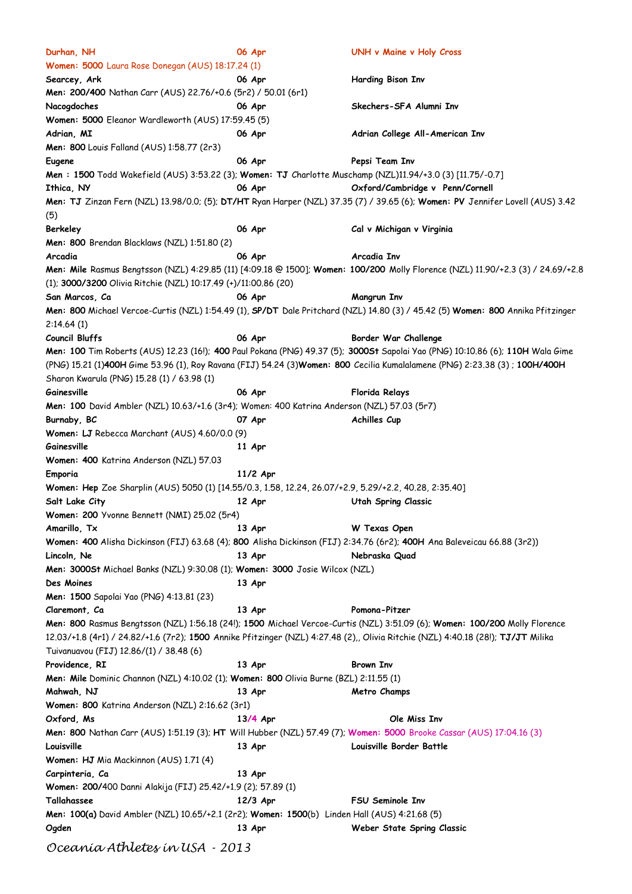**Durhan, NH** **06 Apr** **UNH v Maine v Holy Cross**
**Women: 5000** Laura Rose Donegan (AUS) 18:17.24 (1)

**Searcey, Ark** **06 Apr** **Harding Bison Inv**
**Men: 200/400** Nathan Carr (AUS) 22.76/+0.6 (5r2) / 50.01 (6r1)

**Nacogdoches** **06 Apr** **Skechers-SFA Alumni Inv**
**Women: 5000** Eleanor Wardleworth (AUS) 17:59.45 (5)

**Adrian, MI** **06 Apr** **Adrian College All-American Inv**
**Men: 800** Louis Falland (AUS) 1:58.77 (2r3)

**Eugene** **06 Apr** **Pepsi Team Inv**
**Men : 1500** Todd Wakefield (AUS) 3:53.22 (3); **Women: TJ** Charlotte Muschamp (NZL)11.94/+3.0 (3) [11.75/-0.7]

**Ithica, NY** **06 Apr** **Oxford/Cambridge v Penn/Cornell**
**Men: TJ** Zinzan Fern (NZL) 13.98/0.0; (5); **DT/HT** Ryan Harper (NZL) 37.35 (7) / 39.65 (6); **Women: PV** Jennifer Lovell (AUS) 3.42 (5)

**Berkeley** **06 Apr** **Cal v Michigan v Virginia**
**Men: 800** Brendan Blacklaws (NZL) 1:51.80 (2)

**Arcadia** **06 Apr** **Arcadia Inv**
**Men: Mile** Rasmus Bengtsson (NZL) 4:29.85 (11) [4:09.18 @ 1500]; **Women: 100/200** Molly Florence (NZL) 11.90/+2.3 (3) / 24.69/+2.8 (1); **3000/3200** Olivia Ritchie (NZL) 10:17.49 (+)/11:00.86 (20)

**San Marcos, Ca** **06 Apr** **Mangrun Inv**
**Men: 800** Michael Vercoe-Curtis (NZL) 1:54.49 (1), **SP/DT** Dale Pritchard (NZL) 14.80 (3) / 45.42 (5) **Women: 800** Annika Pfitzinger 2:14.64 (1)

**Council Bluffs** **06 Apr** **Border War Challenge**
**Men: 100** Tim Roberts (AUS) 12.23 (16!); **400** Paul Pokana (PNG) 49.37 (5); **3000St** Sapolai Yao (PNG) 10:10.86 (6); **110H** Wala Gime (PNG) 15.21 (1)**400H** Gime 53.96 (1), Roy Ravana (FIJ) 54.24 (3)**Women: 800** Cecilia Kumalalamene (PNG) 2:23.38 (3) ; **100H/400H** Sharon Kwarula (PNG) 15.28 (1) / 63.98 (1)

**Gainesville** **06 Apr** **Florida Relays**
**Men: 100** David Ambler (NZL) 10.63/+1.6 (3r4); Women: 400 Katrina Anderson (NZL) 57.03 (5r7)

**Burnaby, BC** **07 Apr** **Achilles Cup**
**Women: LJ** Rebecca Marchant (AUS) 4.60/0.0 (9)

**Gainesville** **11 Apr**
**Women: 400** Katrina Anderson (NZL) 57.03

**Emporia** **11/2 Apr**
**Women: Hep** Zoe Sharplin (AUS) 5050 (1) [14.55/0.3, 1.58, 12.24, 26.07/+2.9, 5.29/+2.2, 40.28, 2:35.40]

**Salt Lake City** **12 Apr** **Utah Spring Classic**
**Women: 200** Yvonne Bennett (NMI) 25.02 (5r4)

**Amarillo, Tx** **13 Apr** **W Texas Open**
**Women: 400** Alisha Dickinson (FIJ) 63.68 (4); **800** Alisha Dickinson (FIJ) 2:34.76 (6r2); **400H** Ana Baleveicau 66.88 (3r2))

**Lincoln, Ne** **13 Apr** **Nebraska Quad**
**Men: 3000St** Michael Banks (NZL) 9:30.08 (1); **Women: 3000** Josie Wilcox (NZL)

**Des Moines** **13 Apr**
**Men: 1500** Sapolai Yao (PNG) 4:13.81 (23)

**Claremont, Ca** **13 Apr** **Pomona-Pitzer**
**Men: 800** Rasmus Bengtsson (NZL) 1:56.18 (24!); **1500** Michael Vercoe-Curtis (NZL) 3:51.09 (6); **Women: 100/200** Molly Florence 12.03/+1.8 (4r1) / 24.82/+1.6 (7r2); **1500** Annike Pfitzinger (NZL) 4:27.48 (2),, Olivia Ritchie (NZL) 4:40.18 (28!); **TJ/JT** Milika Tuivanuavou (FIJ) 12.86/(1) / 38.48 (6)

**Providence, RI** **13 Apr** **Brown Inv**
**Men: Mile** Dominic Channon (NZL) 4:10.02 (1); **Women: 800** Olivia Burne (BZL) 2:11.55 (1)

**Mahwah, NJ** **13 Apr** **Metro Champs**
**Women: 800** Katrina Anderson (NZL) 2:16.62 (3r1)

**Oxford, Ms** **13/4 Apr** **Ole Miss Inv**
**Men: 800** Nathan Carr (AUS) 1:51.19 (3); **HT** Will Hubber (NZL) 57.49 (7); **Women: 5000** Brooke Cassar (AUS) 17:04.16 (3)

**Louisville** **13 Apr** **Louisville Border Battle**
**Women: HJ** Mia Mackinnon (AUS) 1.71 (4)

**Carpinteria, Ca** **13 Apr**
**Women: 200**/400 Danni Alakija (FIJ) 25.42/+1.9 (2); 57.89 (1)

**Tallahassee** **12/3 Apr** **FSU Seminole Inv**
**Men: 100(a)** David Ambler (NZL) 10.65/+2.1 (2r2); **Women: 1500**(b) Linden Hall (AUS) 4:21.68 (5)

**Ogden** **13 Apr** **Weber State Spring Classic**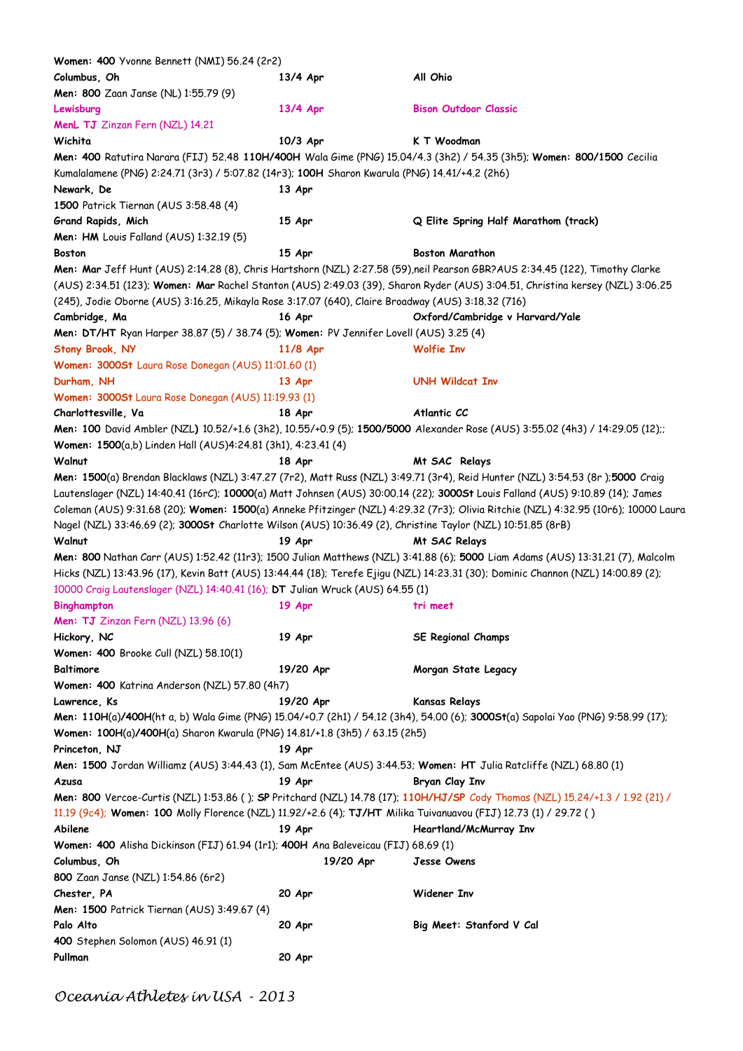**Women: 400** Yvonne Bennett (NMI) 56.24 (2r2)

**Columbus, Oh** | **13/4 Apr** | **All Ohio**

**Men: 800** Zaan Janse (NL) 1:55.79 (9)

**Lewisburg** | **13/4 Apr** | **Bison Outdoor Classic**

**MenL TJ** Zinzan Fern (NZL) 14.21

**Wichita** | **10/3 Apr** | **K T Woodman**

**Men: 400** Ratutira Narara (FIJ) 52.48 **110H/400H** Wala Gime (PNG) 15.04/4.3 (3h2) / 54.35 (3h5); **Women: 800/1500** Cecilia Kumalalamene (PNG) 2:24.71 (3r3) / 5:07.82 (14r3); **100H** Sharon Kwarula (PNG) 14.41/+4.2 (2h6)

**Newark, De** | **13 Apr**

**1500** Patrick Tiernan (AUS 3:58.48 (4)

**Grand Rapids, Mich** | **15 Apr** | **Q Elite Spring Half Marathom (track)**

**Men: HM** Louis Falland (AUS) 1:32.19 (5)

**Boston** | **15 Apr** | **Boston Marathon**

**Men: Mar** Jeff Hunt (AUS) 2:14.28 (8), Chris Hartshorn (NZL) 2:27.58 (59),neil Pearson GBR?AUS 2:34.45 (122), Timothy Clarke (AUS) 2:34.51 (123); **Women: Mar** Rachel Stanton (AUS) 2:49.03 (39), Sharon Ryder (AUS) 3:04.51, Christina kersey (NZL) 3:06.25 (245), Jodie Oborne (AUS) 3:16.25, Mikayla Rose 3:17.07 (640), Claire Broadway (AUS) 3:18.32 (716)

**Cambridge, Ma** | **16 Apr** | **Oxford/Cambridge v Harvard/Yale**

**Men: DT/HT** Ryan Harper 38.87 (5) / 38.74 (5); **Women:** PV Jennifer Lovell (AUS) 3.25 (4)

**Stony Brook, NY** | **11/8 Apr** | **Wolfie Inv**

**Women: 3000St** Laura Rose Donegan (AUS) 11:01.60 (1)

**Durham, NH** | **13 Apr** | **UNH Wildcat Inv**

**Women: 3000St** Laura Rose Donegan (AUS) 11:19.93 (1)

**Charlottesville, Va** | **18 Apr** | **Atlantic CC**

**Men: 100** David Ambler (NZL**)** 10.52/+1.6 (3h2), 10.55/+0.9 (5); **1500/5000** Alexander Rose (AUS) 3:55.02 (4h3) / 14:29.05 (12);; **Women: 1500**(a,b) Linden Hall (AUS)4:24.81 (3h1), 4:23.41 (4)

**Walnut** | **18 Apr** | **Mt SAC Relays**

**Men: 1500**(a) Brendan Blacklaws (NZL) 3:47.27 (7r2), Matt Russ (NZL) 3:49.71 (3r4), Reid Hunter (NZL) 3:54.53 (8r );**5000** Craig Lautenslager (NZL) 14:40.41 (16rC); **10000**(a) Matt Johnsen (AUS) 30:00.14 (22); **3000St** Louis Falland (AUS) 9:10.89 (14); James Coleman (AUS) 9:31.68 (20); **Women: 1500**(a) Anneke Pfitzinger (NZL) 4:29.32 (7r3); Olivia Ritchie (NZL) 4:32.95 (10r6); 10000 Laura Nagel (NZL) 33:46.69 (2); **3000St** Charlotte Wilson (AUS) 10:36.49 (2), Christine Taylor (NZL) 10:51.85 (8rB)

**Walnut** | **19 Apr** | **Mt SAC Relays**

**Men: 800** Nathan Carr (AUS) 1:52.42 (11r3); 1500 Julian Matthews (NZL) 3:41.88 (6); **5000** Liam Adams (AUS) 13:31.21 (7), Malcolm Hicks (NZL) 13:43.96 (17), Kevin Batt (AUS) 13:44.44 (18); Terefe Ejigu (NZL) 14:23.31 (30); Dominic Channon (NZL) 14:00.89 (2); 10000 Craig Lautenslager (NZL) 14:40.41 (16); **DT** Julian Wruck (AUS) 64.55 (1)

**Binghampton** | **19 Apr** | **tri meet**

**Men: TJ** Zinzan Fern (NZL) 13.96 (6)

**Hickory, NC** | **19 Apr** | **SE Regional Champs**

**Women: 400** Brooke Cull (NZL) 58.10(1)

**Baltimore** | **19/20 Apr** | **Morgan State Legacy**

**Women: 400** Katrina Anderson (NZL) 57.80 (4h7)

**Lawrence, Ks** | **19/20 Apr** | **Kansas Relays**

**Men: 110H(a)/400H**(ht a, b) Wala Gime (PNG) 15.04/+0.7 (2h1) / 54.12 (3h4), 54.00 (6); **3000St**(a) Sapolai Yao (PNG) 9:58.99 (17); **Women: 100H**(a)**/400H**(a) Sharon Kwarula (PNG) 14.81/+1.8 (3h5) / 63.15 (2h5)

**Princeton, NJ** | **19 Apr**

**Men: 1500** Jordan Williamz (AUS) 3:44.43 (1), Sam McEntee (AUS) 3:44.53; **Women: HT** Julia Ratcliffe (NZL) 68.80 (1)

**Azusa** | **19 Apr** | **Bryan Clay Inv**

**Men: 800** Vercoe-Curtis (NZL) 1:53.86 ( ); **SP** Pritchard (NZL) 14.78 (17); **110H/HJ/SP** Cody Thomas (NZL) 15.24/+1.3 / 1.92 (21) / 11.19 (9c4); **Women: 100** Molly Florence (NZL) 11.92/+2.6 (4); **TJ/HT** Milika Tuivanuavou (FIJ) 12.73 (1) / 29.72 ( )

**Abilene** | **19 Apr** | **Heartland/McMurray Inv**

**Women: 400** Alisha Dickinson (FIJ) 61.94 (1r1); **400H** Ana Baleveicau (FIJ) 68.69 (1)

**Columbus, Oh** | **19/20 Apr** | **Jesse Owens**

**800** Zaan Janse (NZL) 1:54.86 (6r2)

**Chester, PA** | **20 Apr** | **Widener Inv**

**Men: 1500** Patrick Tiernan (AUS) 3:49.67 (4)

**Palo Alto** | **20 Apr** | **Big Meet: Stanford V Cal**

**400** Stephen Solomon (AUS) 46.91 (1)

**Pullman** | **20 Apr**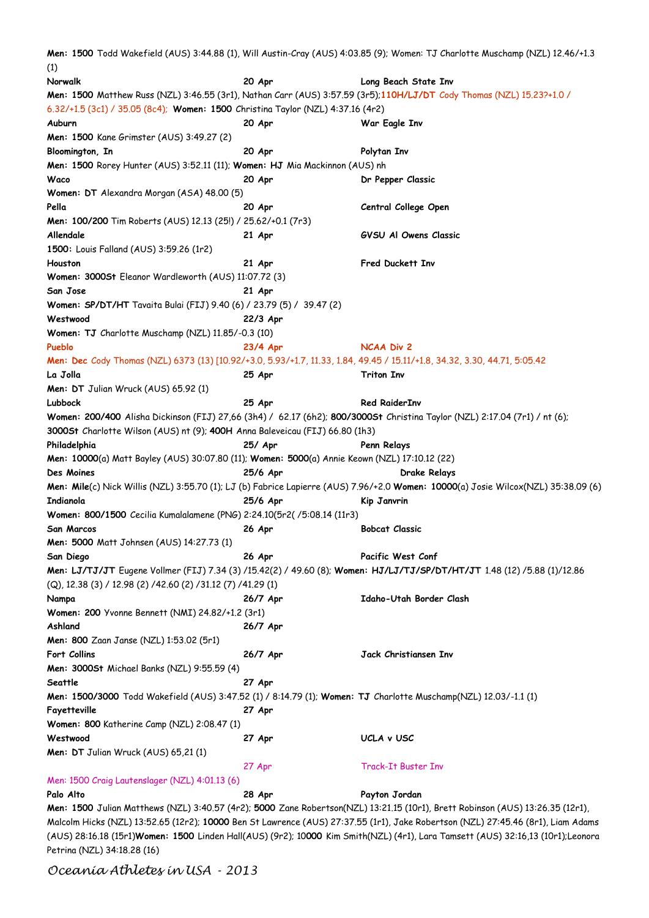**Men: 1500** Todd Wakefield (AUS) 3:44.88 (1), Will Austin-Cray (AUS) 4:03.85 (9); Women: TJ Charlotte Muschamp (NZL) 12.46/+1.3 (1)

**Norwalk** **20 Apr** **Long Beach State Inv**

**Men: 1500** Matthew Russ (NZL) 3:46.55 (3r1), Nathan Carr (AUS) 3:57.59 (3r5);**110H/LJ/DT** Cody Thomas (NZL) 15.23?+1.0 / 6.32/+1.5 (3c1) / 35.05 (8c4); **Women: 1500** Christina Taylor (NZL) 4:37.16 (4r2)

**Auburn** **20 Apr** **War Eagle Inv**

**Men: 1500** Kane Grimster (AUS) 3:49.27 (2)

**Bloomington, In** **20 Apr** **Polytan Inv**

**Men: 1500** Rorey Hunter (AUS) 3:52.11 (11); **Women: HJ** Mia Mackinnon (AUS) nh

**Waco** **20 Apr** **Dr Pepper Classic**

**Women: DT** Alexandra Morgan (ASA) 48.00 (5)

**Pella** **20 Apr** **Central College Open**

**Men: 100/200** Tim Roberts (AUS) 12.13 (25!) / 25.62/+0.1 (7r3)

**Allendale** **21 Apr** **GVSU Al Owens Classic**

**1500:** Louis Falland (AUS) 3:59.26 (1r2)

**Houston** **21 Apr** **Fred Duckett Inv**

**Women: 3000St** Eleanor Wardleworth (AUS) 11:07.72 (3)

**San Jose** **21 Apr**

**Women: SP/DT/HT** Tavaita Bulai (FIJ) 9.40 (6) / 23.79 (5) / 39.47 (2)

**Westwood** **22/3 Apr**

**Women: TJ** Charlotte Muschamp (NZL) 11.85/-0.3 (10)

**Pueblo** **23/4 Apr** **NCAA Div 2**

**Men: Dec** Cody Thomas (NZL) 6373 (13) [10.92/+3.0, 5.93/+1.7, 11.33, 1.84, 49.45 / 15.11/+1.8, 34.32, 3.30, 44.71, 5:05.42

**La Jolla** **25 Apr** **Triton Inv**

**Men: DT** Julian Wruck (AUS) 65.92 (1)

**Lubbock** **25 Apr** **Red RaiderInv**

**Women: 200/400** Alisha Dickinson (FIJ) 27,66 (3h4) / 62.17 (6h2); **800/3000St** Christina Taylor (NZL) 2:17.04 (7r1) / nt (6); **3000St** Charlotte Wilson (AUS) nt (9); **400H** Anna Baleveicau (FIJ) 66.80 (1h3)

**Philadelphia** **25/ Apr** **Penn Relays**

**Men: 10000**(a) Matt Bayley (AUS) 30:07.80 (11); **Women: 5000**(a) Annie Keown (NZL) 17:10.12 (22)

**Des Moines** **25/6 Apr** **Drake Relays**

**Men: Mile**(c) Nick Willis (NZL) 3:55.70 (1); LJ (b) Fabrice Lapierre (AUS) 7.96/+2.0 **Women: 10000**(a) Josie Wilcox(NZL) 35:38.09 (6)

**Indianola** **25/6 Apr** **Kip Janvrin**

**Women: 800/1500** Cecilia Kumalalamene (PNG) 2:24.10(5r2( /5:08.14 (11r3)

**San Marcos** **26 Apr** **Bobcat Classic**

**Men: 5000** Matt Johnsen (AUS) 14:27.73 (1)

**San Diego** **26 Apr** **Pacific West Conf**

**Men: LJ/TJ/JT** Eugene Vollmer (FIJ) 7.34 (3) /15.42(2) / 49.60 (8); **Women: HJ/LJ/TJ/SP/DT/HT/JT** 1.48 (12) /5.88 (1)/12.86 (Q), 12.38 (3) / 12.98 (2) /42.60 (2) /31.12 (7) /41.29 (1)

**Nampa** **26/7 Apr** **Idaho-Utah Border Clash**

**Women: 200** Yvonne Bennett (NMI) 24.82/+1.2 (3r1)

**Ashland** **26/7 Apr**

**Men: 800** Zaan Janse (NZL) 1:53.02 (5r1)

**Fort Collins** **26/7 Apr** **Jack Christiansen Inv**

**Men: 3000St** Michael Banks (NZL) 9:55.59 (4)

**Seattle** **27 Apr**

**Men: 1500/3000** Todd Wakefield (AUS) 3:47.52 (1) / 8:14.79 (1); **Women: TJ** Charlotte Muschamp(NZL) 12.03/-1.1 (1)

**Fayetteville** **27 Apr**

**Women: 800** Katherine Camp (NZL) 2:08.47 (1)

**Westwood** **27 Apr** **UCLA v USC**

**Men: DT** Julian Wruck (AUS) 65,21 (1)

27 Apr Track-It Buster Inv

Men: 1500 Craig Lautenslager (NZL) 4:01.13 (6)

**Palo Alto** **28 Apr** **Payton Jordan**

**Men: 1500** Julian Matthews (NZL) 3:40.57 (4r2); **5000** Zane Robertson(NZL) 13:21.15 (10r1), Brett Robinson (AUS) 13:26.35 (12r1), Malcolm Hicks (NZL) 13:52.65 (12r2); **10000** Ben St Lawrence (AUS) 27:37.55 (1r1), Jake Robertson (NZL) 27:45.46 (8r1), Liam Adams (AUS) 28:16.18 (15r1)**Women: 1500** Linden Hall(AUS) (9r2); 10**000** Kim Smith(NZL) (4r1), Lara Tamsett (AUS) 32:16,13 (10r1);Leonora Petrina (NZL) 34:18.28 (16)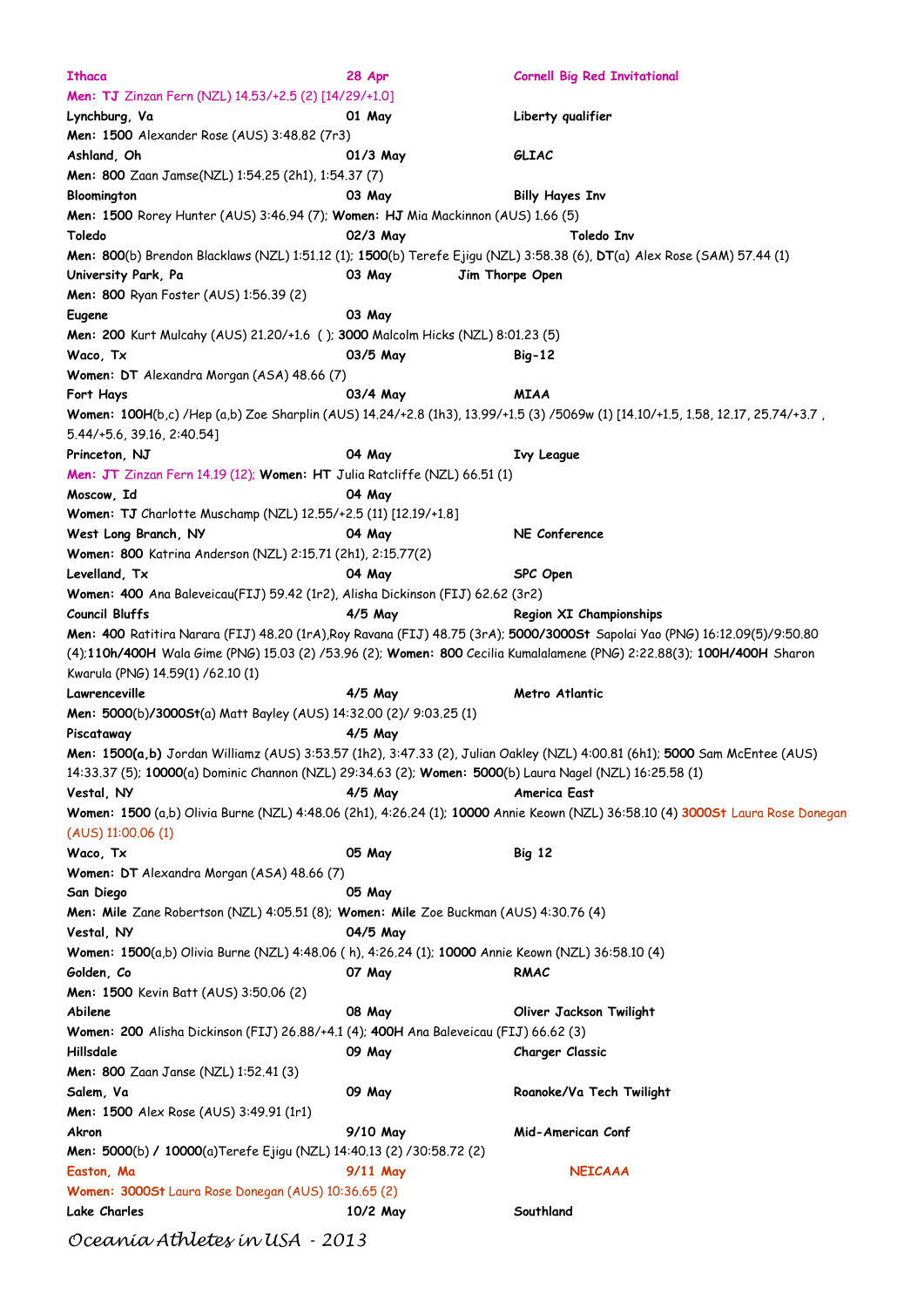**Ithaca** 28 Apr **Cornell Big Red Invitational**
**Men: TJ** Zinzan Fern (NZL) 14.53/+2.5 (2) [14/29/+1.0]

**Lynchburg, Va** 01 May **Liberty qualifier**
**Men: 1500** Alexander Rose (AUS) 3:48.82 (7r3)

**Ashland, Oh** 01/3 May **GLIAC**
**Men: 800** Zaan Jamse(NZL) 1:54.25 (2h1), 1:54.37 (7)

**Bloomington** 03 May **Billy Hayes Inv**
**Men: 1500** Rorey Hunter (AUS) 3:46.94 (7); **Women: HJ** Mia Mackinnon (AUS) 1.66 (5)

**Toledo** 02/3 May **Toledo Inv**
**Men: 800**(b) Brendon Blacklaws (NZL) 1:51.12 (1); **1500**(b) Terefe Ejigu (NZL) 3:58.38 (6), **DT**(a) Alex Rose (SAM) 57.44 (1)

**University Park, Pa** 03 May **Jim Thorpe Open**
**Men: 800** Ryan Foster (AUS) 1:56.39 (2)

**Eugene** 03 May
**Men: 200** Kurt Mulcahy (AUS) 21.20/+1.6 ( ); **3000** Malcolm Hicks (NZL) 8:01.23 (5)

**Waco, Tx** 03/5 May **Big-12**
**Women: DT** Alexandra Morgan (ASA) 48.66 (7)

**Fort Hays** 03/4 May **MIAA**
**Women: 100H**(b,c) /**Hep** (a,b) Zoe Sharplin (AUS) 14.24/+2.8 (1h3), 13.99/+1.5 (3) /5069w (1) [14.10/+1.5, 1.58, 12.17, 25.74/+3.7 , 5.44/+5.6, 39.16, 2:40.54]

**Princeton, NJ** 04 May **Ivy League**
**Men: JT** Zinzan Fern 14.19 (12); **Women: HT** Julia Ratcliffe (NZL) 66.51 (1)

**Moscow, Id** 04 May
**Women: TJ** Charlotte Muschamp (NZL) 12.55/+2.5 (11) [12.19/+1.8]

**West Long Branch, NY** 04 May **NE Conference**
**Women: 800** Katrina Anderson (NZL) 2:15.71 (2h1), 2:15.77(2)

**Levelland, Tx** 04 May **SPC Open**
**Women: 400** Ana Baleveicau(FIJ) 59.42 (1r2), Alisha Dickinson (FIJ) 62.62 (3r2)

**Council Bluffs** 4/5 May **Region XI Championships**
**Men: 400** Ratitira Narara (FIJ) 48.20 (1rA),Roy Ravana (FIJ) 48.75 (3rA); **5000/3000St** Sapolai Yao (PNG) 16:12.09(5)/9:50.80 (4);**110h/400H** Wala Gime (PNG) 15.03 (2) /53.96 (2); **Women: 800** Cecilia Kumalalamene (PNG) 2:22.88(3); **100H/400H** Sharon Kwarula (PNG) 14.59(1) /62.10 (1)

**Lawrenceville** 4/5 May **Metro Atlantic**
**Men: 5000**(b)**/3000St**(a) Matt Bayley (AUS) 14:32.00 (2)/ 9:03.25 (1)

**Piscataway** 4/5 May
**Men: 1500(a,b)** Jordan Williamz (AUS) 3:53.57 (1h2), 3:47.33 (2), Julian Oakley (NZL) 4:00.81 (6h1); **5000** Sam McEntee (AUS) 14:33.37 (5); **10000**(a) Dominic Channon (NZL) 29:34.63 (2); **Women: 5000**(b) Laura Nagel (NZL) 16:25.58 (1)

**Vestal, NY** 4/5 May **America East**
**Women: 1500** (a,b) Olivia Burne (NZL) 4:48.06 (2h1), 4:26.24 (1); **10000** Annie Keown (NZL) 36:58.10 (4) **3000St** Laura Rose Donegan (AUS) 11:00.06 (1)

**Waco, Tx** 05 May **Big 12**
**Women: DT** Alexandra Morgan (ASA) 48.66 (7)

**San Diego** 05 May
**Men: Mile** Zane Robertson (NZL) 4:05.51 (8); **Women: Mile** Zoe Buckman (AUS) 4:30.76 (4)

**Vestal, NY** 04/5 May
**Women: 1500**(a,b) Olivia Burne (NZL) 4:48.06 ( h), 4:26.24 (1); **10000** Annie Keown (NZL) 36:58.10 (4)

**Golden, Co** 07 May **RMAC**
**Men: 1500** Kevin Batt (AUS) 3:50.06 (2)

**Abilene** 08 May **Oliver Jackson Twilight**
**Women: 200** Alisha Dickinson (FIJ) 26.88/+4.1 (4); **400H** Ana Baleveicau (FIJ) 66.62 (3)

**Hillsdale** 09 May **Charger Classic**
**Men: 800** Zaan Janse (NZL) 1:52.41 (3)

**Salem, Va** 09 May **Roanoke/Va Tech Twilight**
**Men: 1500** Alex Rose (AUS) 3:49.91 (1r1)

**Akron** 9/10 May **Mid-American Conf**
**Men: 5000**(b) / **10000**(a)Terefe Ejigu (NZL) 14:40.13 (2) /30:58.72 (2)

**Easton, Ma** 9/11 May **NEICAAA**
**Women: 3000St** Laura Rose Donegan (AUS) 10:36.65 (2)

**Lake Charles** 10/2 May **Southland**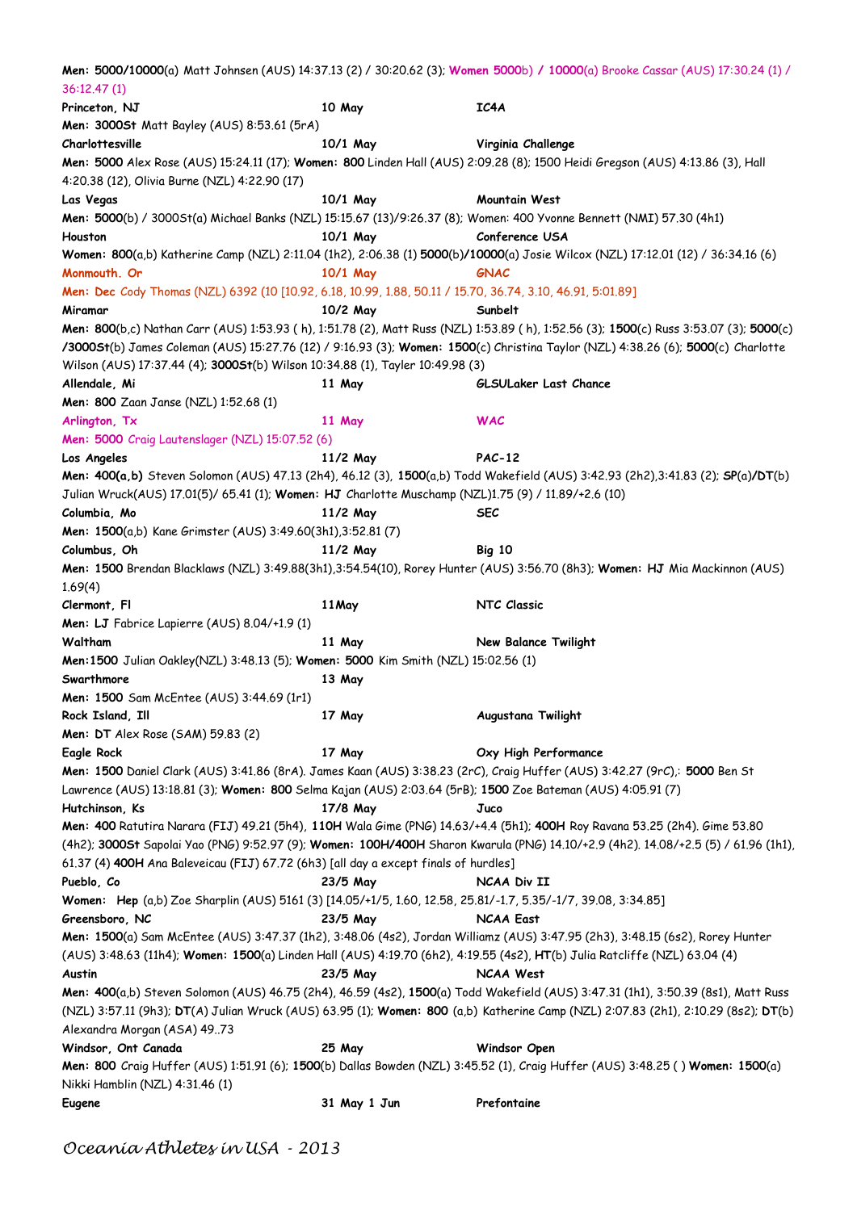**Men: 5000/10000**(a) Matt Johnsen (AUS) 14:37.13 (2) / 30:20.62 (3); **Women 5000**b) **/ 10000**(a) Brooke Cassar (AUS) 17:30.24 (1) / 36:12.47 (1)

**Princeton, NJ** | **10 May** | **IC4A**

**Men: 3000St** Matt Bayley (AUS) 8:53.61 (5rA)

**Charlottesville** | **10/1 May** | **Virginia Challenge**

**Men: 5000** Alex Rose (AUS) 15:24.11 (17); **Women: 800** Linden Hall (AUS) 2:09.28 (8); 1500 Heidi Gregson (AUS) 4:13.86 (3), Hall 4:20.38 (12), Olivia Burne (NZL) 4:22.90 (17)

**Las Vegas** | **10/1 May** | **Mountain West**

**Men: 5000**(b) / 3000St(a) Michael Banks (NZL) 15:15.67 (13)/9:26.37 (8); Women: 400 Yvonne Bennett (NMI) 57.30 (4h1)

**Houston** | **10/1 May** | **Conference USA**

**Women: 800**(a,b) Katherine Camp (NZL) 2:11.04 (1h2), 2:06.38 (1) **5000**(b)**/10000**(a) Josie Wilcox (NZL) 17:12.01 (12) / 36:34.16 (6)

**Monmouth. Or** | **10/1 May** | **GNAC**

**Men: Dec** Cody Thomas (NZL) 6392 (10 [10.92, 6.18, 10.99, 1.88, 50.11 / 15.70, 36.74, 3.10, 46.91, 5:01.89]

**Miramar** | **10/2 May** | **Sunbelt**

**Men: 800**(b,c) Nathan Carr (AUS) 1:53.93 ( h), 1:51.78 (2), Matt Russ (NZL) 1:53.89 ( h), 1:52.56 (3); **1500**(c) Russ 3:53.07 (3); **5000**(c) **/3000St**(b) James Coleman (AUS) 15:27.76 (12) / 9:16.93 (3); **Women: 1500**(c) Christina Taylor (NZL) 4:38.26 (6); **5000**(c) Charlotte Wilson (AUS) 17:37.44 (4); **3000St**(b) Wilson 10:34.88 (1), Tayler 10:49.98 (3)

**Allendale, Mi** | **11 May** | **GLSULaker Last Chance**

**Men: 800** Zaan Janse (NZL) 1:52.68 (1)

**Arlington, Tx** | **11 May** | **WAC**

**Men: 5000** Craig Lautenslager (NZL) 15:07.52 (6)

**Los Angeles** | **11/2 May** | **PAC-12**

**Men: 400(a,b)** Steven Solomon (AUS) 47.13 (2h4), 46.12 (3), **1500**(a,b) Todd Wakefield (AUS) 3:42.93 (2h2),3:41.83 (2); **SP**(a)**/DT**(b) Julian Wruck(AUS) 17.01(5)/ 65.41 (1); **Women: HJ** Charlotte Muschamp (NZL)1.75 (9) / 11.89/+2.6 (10)

**Columbia, Mo** | **11/2 May** | **SEC**

**Men: 1500**(a,b) Kane Grimster (AUS) 3:49.60(3h1),3:52.81 (7)

**Columbus, Oh** | **11/2 May** | **Big 10**

**Men: 1500** Brendan Blacklaws (NZL) 3:49.88(3h1),3:54.54(10), Rorey Hunter (AUS) 3:56.70 (8h3); **Women: HJ** Mia Mackinnon (AUS) 1.69(4)

**Clermont, Fl** | **11May** | **NTC Classic**

**Men: LJ** Fabrice Lapierre (AUS) 8.04/+1.9 (1)

**Waltham** | **11 May** | **New Balance Twilight**

**Men:1500** Julian Oakley(NZL) 3:48.13 (5); **Women: 5000** Kim Smith (NZL) 15:02.56 (1)

**Swarthmore** | **13 May** |

**Men: 1500** Sam McEntee (AUS) 3:44.69 (1r1)

**Rock Island, Ill** | **17 May** | **Augustana Twilight**

**Men: DT** Alex Rose (SAM) 59.83 (2)

**Eagle Rock** | **17 May** | **Oxy High Performance**

**Men: 1500** Daniel Clark (AUS) 3:41.86 (8rA). James Kaan (AUS) 3:38.23 (2rC), Craig Huffer (AUS) 3:42.27 (9rC),: **5000** Ben St Lawrence (AUS) 13:18.81 (3); **Women: 800** Selma Kajan (AUS) 2:03.64 (5rB); **1500** Zoe Bateman (AUS) 4:05.91 (7)

**Hutchinson, Ks** | **17/8 May** | **Juco**

**Men: 400** Ratutira Narara (FIJ) 49.21 (5h4), **110H** Wala Gime (PNG) 14.63/+4.4 (5h1); **400H** Roy Ravana 53.25 (2h4). Gime 53.80 (4h2); **3000St** Sapolai Yao (PNG) 9:52.97 (9); **Women: 100H/400H** Sharon Kwarula (PNG) 14.10/+2.9 (4h2). 14.08/+2.5 (5) / 61.96 (1h1), 61.37 (4) **400H** Ana Baleveicau (FIJ) 67.72 (6h3) [all day a except finals of hurdles]

**Pueblo, Co** | **23/5 May** | **NCAA Div II**

**Women: Hep** (a,b) Zoe Sharplin (AUS) 5161 (3) [14.05/+1/5, 1.60, 12.58, 25.81/-1.7, 5.35/-1/7, 39.08, 3:34.85]

**Greensboro, NC** | **23/5 May** | **NCAA East**

**Men: 1500**(a) Sam McEntee (AUS) 3:47.37 (1h2), 3:48.06 (4s2), Jordan Williamz (AUS) 3:47.95 (2h3), 3:48.15 (6s2), Rorey Hunter (AUS) 3:48.63 (11h4); **Women: 1500**(a) Linden Hall (AUS) 4:19.70 (6h2), 4:19.55 (4s2), **HT**(b) Julia Ratcliffe (NZL) 63.04 (4)

**Austin** | **23/5 May** | **NCAA West**

**Men: 400**(a,b) Steven Solomon (AUS) 46.75 (2h4), 46.59 (4s2), **1500**(a) Todd Wakefield (AUS) 3:47.31 (1h1), 3:50.39 (8s1), Matt Russ (NZL) 3:57.11 (9h3); **DT**(A) Julian Wruck (AUS) 63.95 (1); **Women: 800** (a,b) Katherine Camp (NZL) 2:07.83 (2h1), 2:10.29 (8s2); **DT**(b) Alexandra Morgan (ASA) 49..73

**Windsor, Ont Canada** | **25 May** | **Windsor Open**

**Men: 800** Craig Huffer (AUS) 1:51.91 (6); **1500**(b) Dallas Bowden (NZL) 3:45.52 (1), Craig Huffer (AUS) 3:48.25 ( ) **Women: 1500**(a) Nikki Hamblin (NZL) 4:31.46 (1)

**Eugene** | **31 May 1 Jun** | **Prefontaine**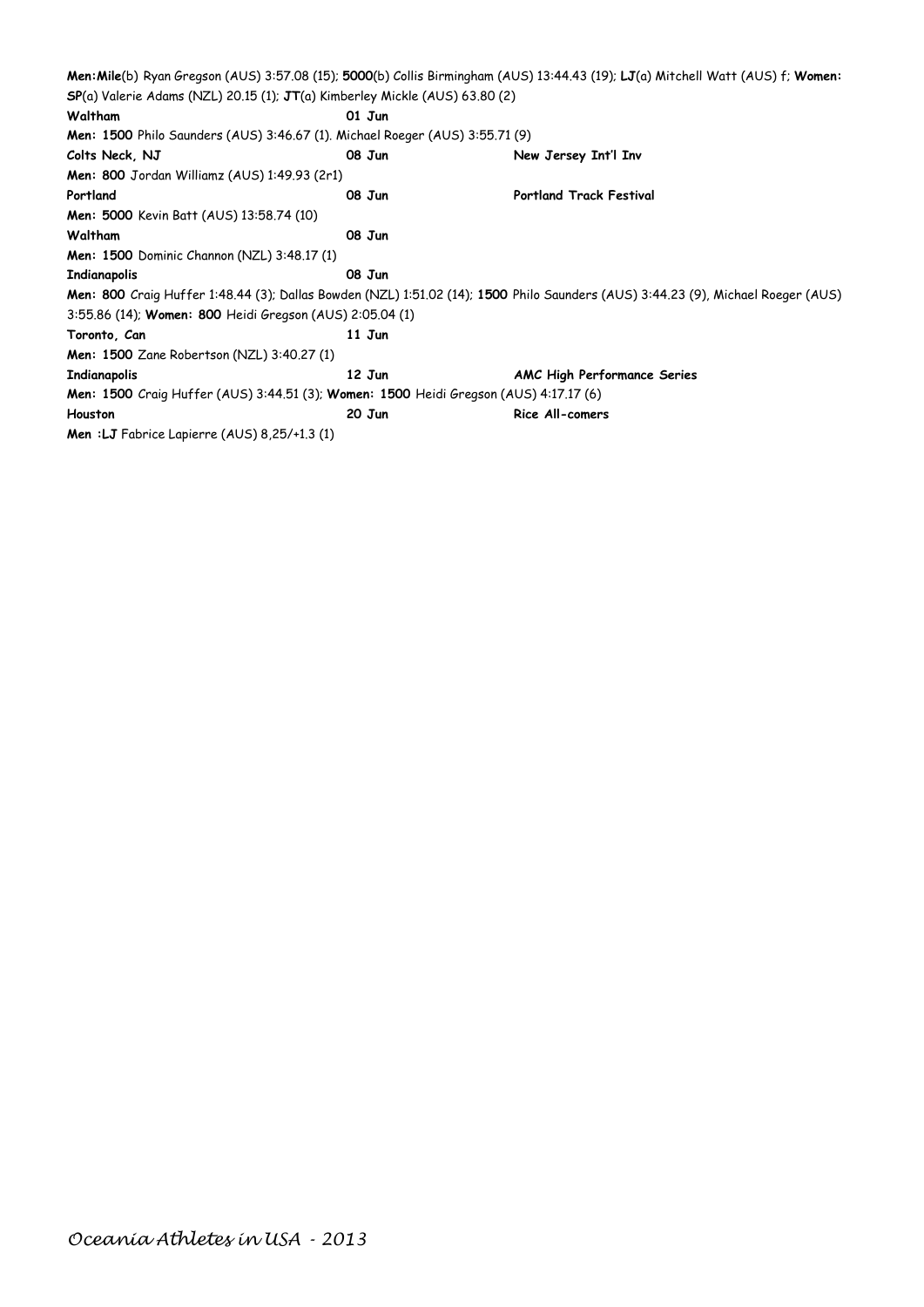**Men:Mile**(b) Ryan Gregson (AUS) 3:57.08 (15); **5000**(b) Collis Birmingham (AUS) 13:44.43 (19); **LJ**(a) Mitchell Watt (AUS) f; **Women: SP**(a) Valerie Adams (NZL) 20.15 (1); **JT**(a) Kimberley Mickle (AUS) 63.80 (2)

| | | |
|---|---|---|
| **Waltham** | **01 Jun** | |

**Men: 1500** Philo Saunders (AUS) 3:46.67 (1). Michael Roeger (AUS) 3:55.71 (9)

| | | |
|---|---|---|
| **Colts Neck, NJ** | **08 Jun** | **New Jersey Int'l Inv** |

**Men: 800** Jordan Williamz (AUS) 1:49.93 (2r1)

| | | |
|---|---|---|
| **Portland** | **08 Jun** | **Portland Track Festival** |

**Men: 5000** Kevin Batt (AUS) 13:58.74 (10)

| | | |
|---|---|---|
| **Waltham** | **08 Jun** | |

**Men: 1500** Dominic Channon (NZL) 3:48.17 (1)

| | | |
|---|---|---|
| **Indianapolis** | **08 Jun** | |

**Men: 800** Craig Huffer 1:48.44 (3); Dallas Bowden (NZL) 1:51.02 (14); **1500** Philo Saunders (AUS) 3:44.23 (9), Michael Roeger (AUS) 3:55.86 (14); **Women: 800** Heidi Gregson (AUS) 2:05.04 (1)

| | | |
|---|---|---|
| **Toronto, Can** | **11 Jun** | |

**Men: 1500** Zane Robertson (NZL) 3:40.27 (1)

| | | |
|---|---|---|
| **Indianapolis** | **12 Jun** | **AMC High Performance Series** |

**Men: 1500** Craig Huffer (AUS) 3:44.51 (3); **Women: 1500** Heidi Gregson (AUS) 4:17.17 (6)

| | | |
|---|---|---|
| **Houston** | **20 Jun** | **Rice All-comers** |

**Men :LJ** Fabrice Lapierre (AUS) 8,25/+1.3 (1)